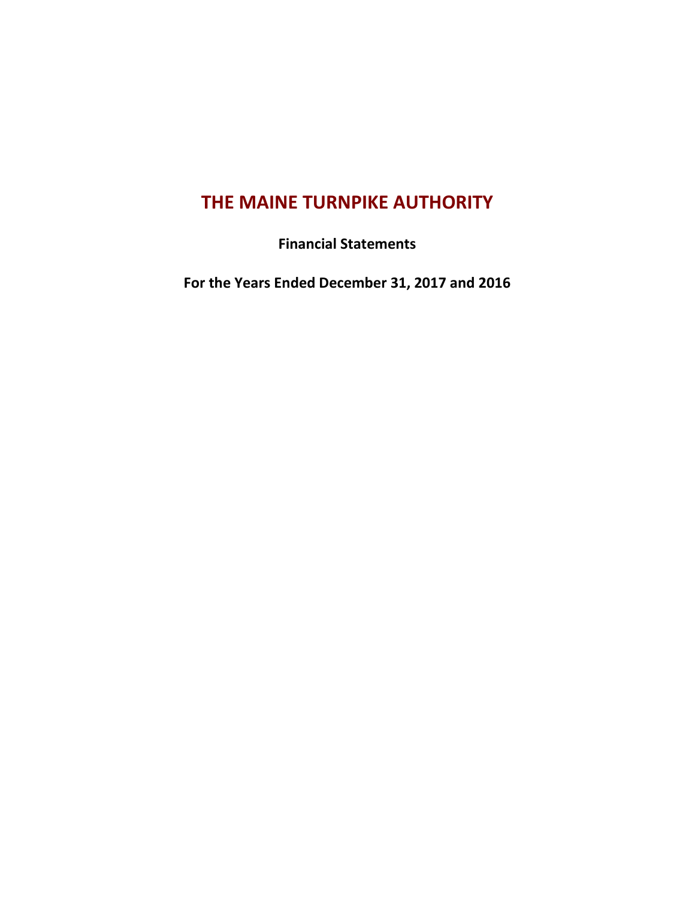# THE MAINE TURNPIKE AUTHORITY

**Financial Statements**

**For the Years Ended December 31, 2017 and 2016**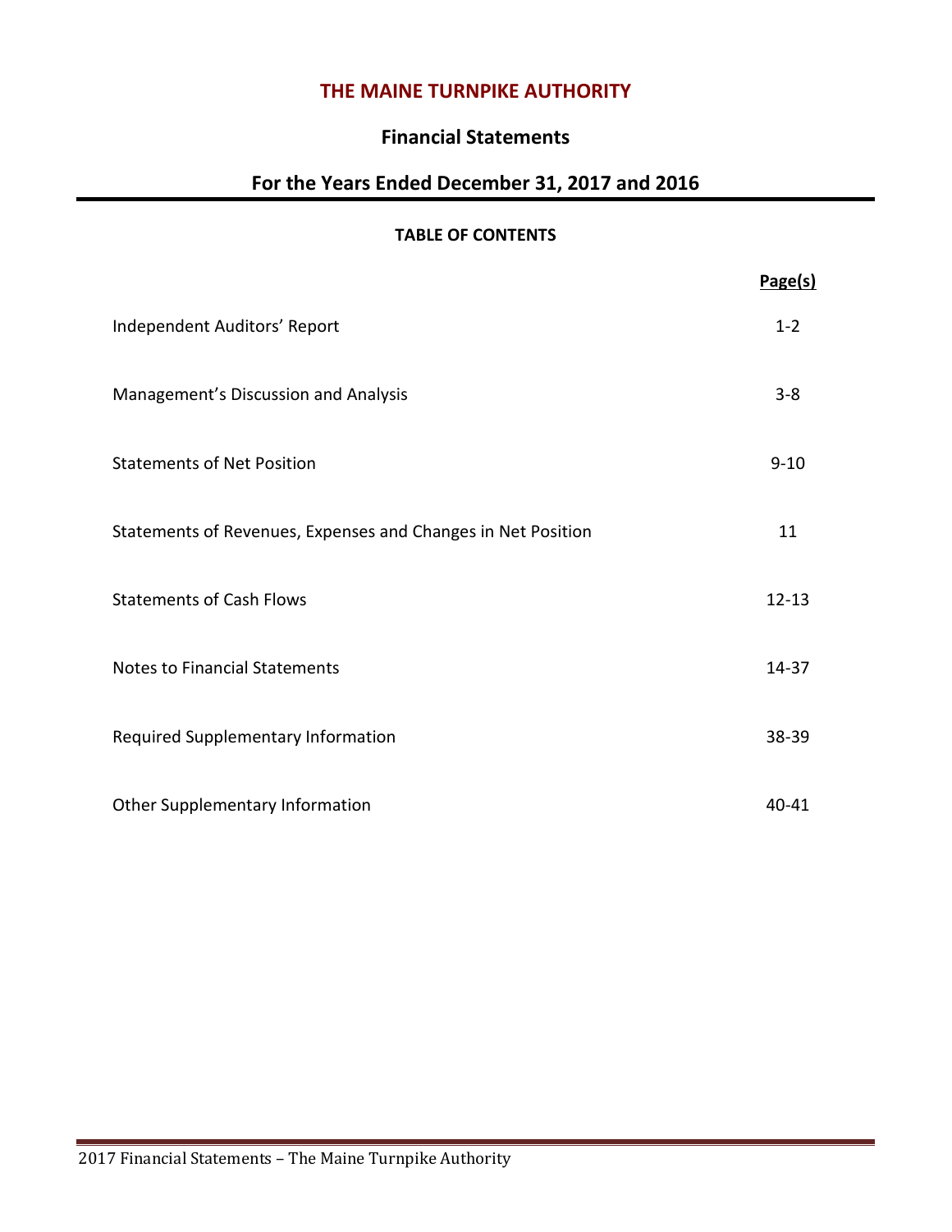# THE MAINE TURNPIKE AUTHORITY

## Financial Statements

## For the Years Ended December 31, 2017 and 2016

**TABLE OF CONTENTS**

| | Page(s) |
|---|---|
| Independent Auditors' Report | 1-2 |
| Management's Discussion and Analysis | 3-8 |
| Statements of Net Position | 9-10 |
| Statements of Revenues, Expenses and Changes in Net Position | 11 |
| Statements of Cash Flows | 12-13 |
| Notes to Financial Statements | 14-37 |
| Required Supplementary Information | 38-39 |
| Other Supplementary Information | 40-41 |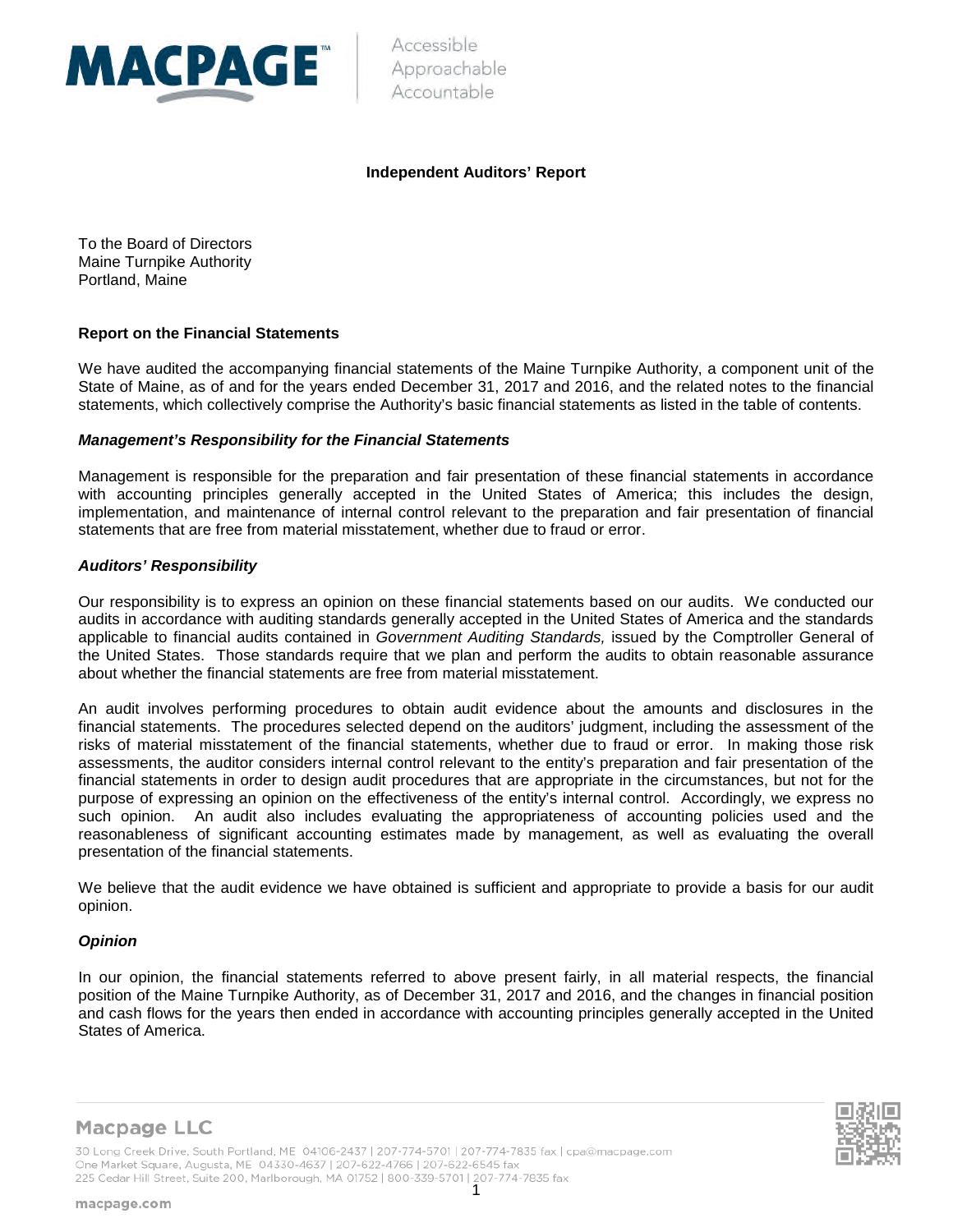MACPAGE™

Accessible
Approachable
Accountable

# Independent Auditors' Report

To the Board of Directors
Maine Turnpike Authority
Portland, Maine

## Report on the Financial Statements

We have audited the accompanying financial statements of the Maine Turnpike Authority, a component unit of the State of Maine, as of and for the years ended December 31, 2017 and 2016, and the related notes to the financial statements, which collectively comprise the Authority's basic financial statements as listed in the table of contents.

### *Management's Responsibility for the Financial Statements*

Management is responsible for the preparation and fair presentation of these financial statements in accordance with accounting principles generally accepted in the United States of America; this includes the design, implementation, and maintenance of internal control relevant to the preparation and fair presentation of financial statements that are free from material misstatement, whether due to fraud or error.

### *Auditors' Responsibility*

Our responsibility is to express an opinion on these financial statements based on our audits. We conducted our audits in accordance with auditing standards generally accepted in the United States of America and the standards applicable to financial audits contained in *Government Auditing Standards,* issued by the Comptroller General of the United States. Those standards require that we plan and perform the audits to obtain reasonable assurance about whether the financial statements are free from material misstatement.

An audit involves performing procedures to obtain audit evidence about the amounts and disclosures in the financial statements. The procedures selected depend on the auditors' judgment, including the assessment of the risks of material misstatement of the financial statements, whether due to fraud or error. In making those risk assessments, the auditor considers internal control relevant to the entity's preparation and fair presentation of the financial statements in order to design audit procedures that are appropriate in the circumstances, but not for the purpose of expressing an opinion on the effectiveness of the entity's internal control. Accordingly, we express no such opinion. An audit also includes evaluating the appropriateness of accounting policies used and the reasonableness of significant accounting estimates made by management, as well as evaluating the overall presentation of the financial statements.

We believe that the audit evidence we have obtained is sufficient and appropriate to provide a basis for our audit opinion.

### *Opinion*

In our opinion, the financial statements referred to above present fairly, in all material respects, the financial position of the Maine Turnpike Authority, as of December 31, 2017 and 2016, and the changes in financial position and cash flows for the years then ended in accordance with accounting principles generally accepted in the United States of America.

Macpage LLC

30 Long Creek Drive, South Portland, ME 04106-2437 | 207-774-5701 | 207-774-7835 fax | cpa@macpage.com
One Market Square, Augusta, ME 04330-4637 | 207-622-4766 | 207-622-6545 fax
225 Cedar Hill Street, Suite 200, Marlborough, MA 01752 | 800-339-5701 | 207-774-7835 fax

macpage.com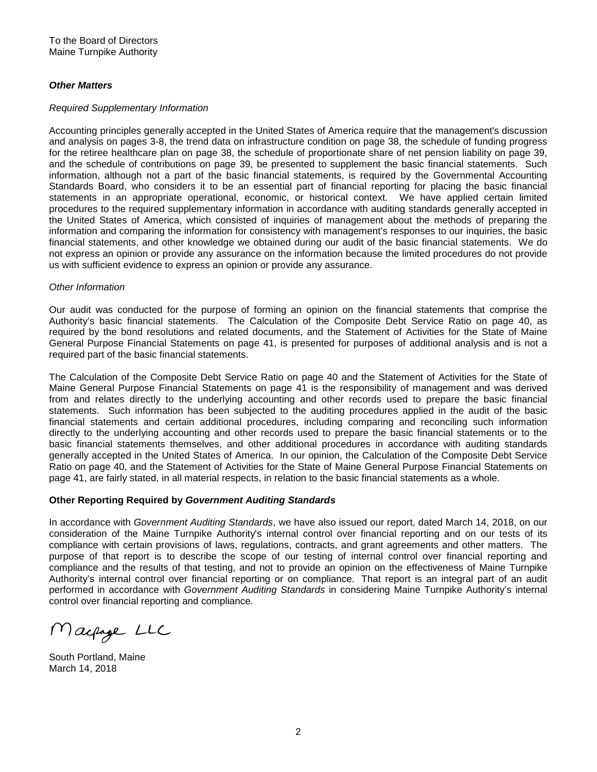To the Board of Directors
Maine Turnpike Authority

***Other Matters***

*Required Supplementary Information*

Accounting principles generally accepted in the United States of America require that the management's discussion and analysis on pages 3-8, the trend data on infrastructure condition on page 38, the schedule of funding progress for the retiree healthcare plan on page 38, the schedule of proportionate share of net pension liability on page 39, and the schedule of contributions on page 39, be presented to supplement the basic financial statements. Such information, although not a part of the basic financial statements, is required by the Governmental Accounting Standards Board, who considers it to be an essential part of financial reporting for placing the basic financial statements in an appropriate operational, economic, or historical context. We have applied certain limited procedures to the required supplementary information in accordance with auditing standards generally accepted in the United States of America, which consisted of inquiries of management about the methods of preparing the information and comparing the information for consistency with management's responses to our inquiries, the basic financial statements, and other knowledge we obtained during our audit of the basic financial statements. We do not express an opinion or provide any assurance on the information because the limited procedures do not provide us with sufficient evidence to express an opinion or provide any assurance.

*Other Information*

Our audit was conducted for the purpose of forming an opinion on the financial statements that comprise the Authority's basic financial statements. The Calculation of the Composite Debt Service Ratio on page 40, as required by the bond resolutions and related documents, and the Statement of Activities for the State of Maine General Purpose Financial Statements on page 41, is presented for purposes of additional analysis and is not a required part of the basic financial statements.

The Calculation of the Composite Debt Service Ratio on page 40 and the Statement of Activities for the State of Maine General Purpose Financial Statements on page 41 is the responsibility of management and was derived from and relates directly to the underlying accounting and other records used to prepare the basic financial statements. Such information has been subjected to the auditing procedures applied in the audit of the basic financial statements and certain additional procedures, including comparing and reconciling such information directly to the underlying accounting and other records used to prepare the basic financial statements or to the basic financial statements themselves, and other additional procedures in accordance with auditing standards generally accepted in the United States of America. In our opinion, the Calculation of the Composite Debt Service Ratio on page 40, and the Statement of Activities for the State of Maine General Purpose Financial Statements on page 41, are fairly stated, in all material respects, in relation to the basic financial statements as a whole.

**Other Reporting Required by *Government Auditing Standards***

In accordance with *Government Auditing Standards*, we have also issued our report, dated March 14, 2018, on our consideration of the Maine Turnpike Authority's internal control over financial reporting and on our tests of its compliance with certain provisions of laws, regulations, contracts, and grant agreements and other matters. The purpose of that report is to describe the scope of our testing of internal control over financial reporting and compliance and the results of that testing, and not to provide an opinion on the effectiveness of Maine Turnpike Authority's internal control over financial reporting or on compliance. That report is an integral part of an audit performed in accordance with *Government Auditing Standards* in considering Maine Turnpike Authority's internal control over financial reporting and compliance.

Macpage LLC

South Portland, Maine
March 14, 2018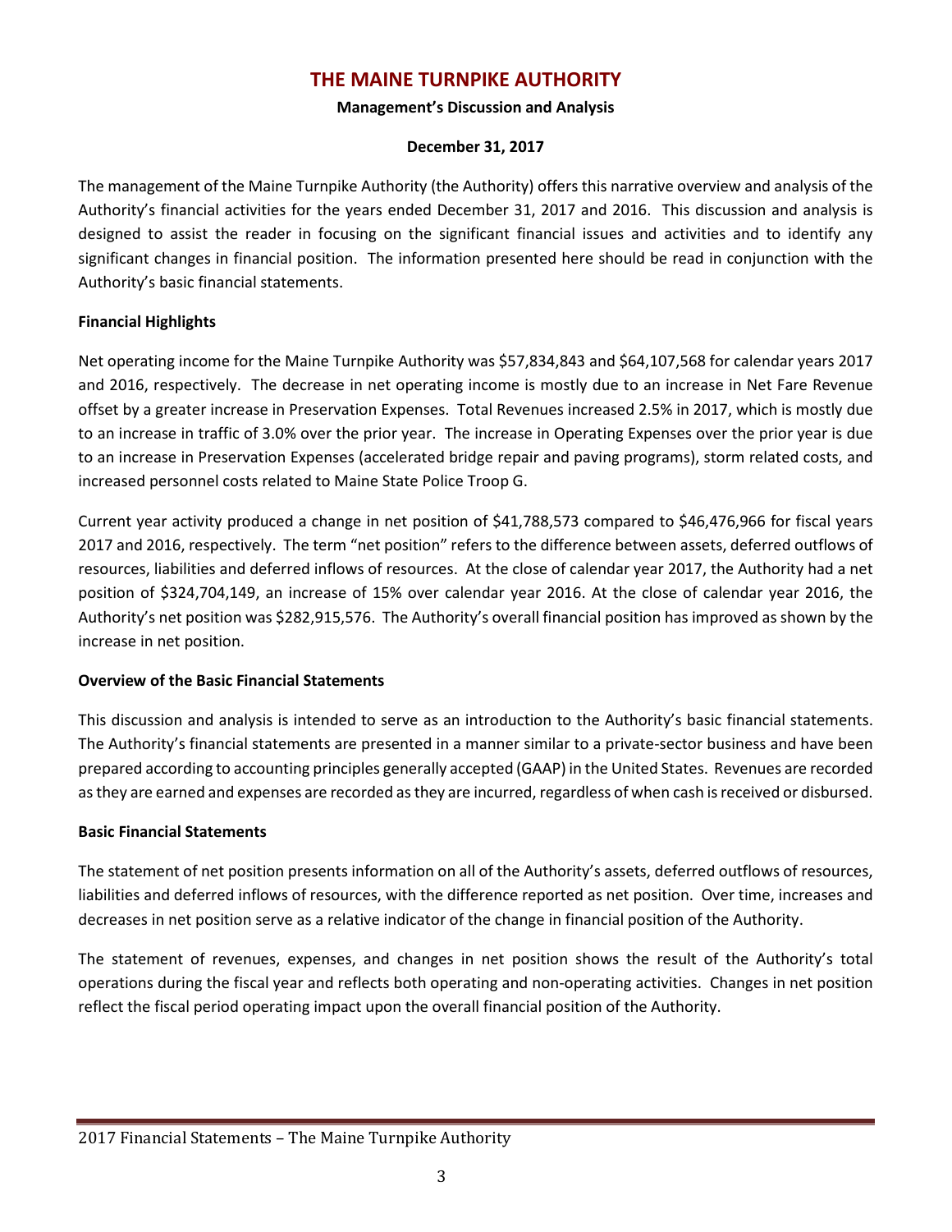# THE MAINE TURNPIKE AUTHORITY

**Management's Discussion and Analysis**

**December 31, 2017**

The management of the Maine Turnpike Authority (the Authority) offers this narrative overview and analysis of the Authority's financial activities for the years ended December 31, 2017 and 2016. This discussion and analysis is designed to assist the reader in focusing on the significant financial issues and activities and to identify any significant changes in financial position. The information presented here should be read in conjunction with the Authority's basic financial statements.

**Financial Highlights**

Net operating income for the Maine Turnpike Authority was $57,834,843 and $64,107,568 for calendar years 2017 and 2016, respectively. The decrease in net operating income is mostly due to an increase in Net Fare Revenue offset by a greater increase in Preservation Expenses. Total Revenues increased 2.5% in 2017, which is mostly due to an increase in traffic of 3.0% over the prior year. The increase in Operating Expenses over the prior year is due to an increase in Preservation Expenses (accelerated bridge repair and paving programs), storm related costs, and increased personnel costs related to Maine State Police Troop G.

Current year activity produced a change in net position of $41,788,573 compared to $46,476,966 for fiscal years 2017 and 2016, respectively. The term "net position" refers to the difference between assets, deferred outflows of resources, liabilities and deferred inflows of resources. At the close of calendar year 2017, the Authority had a net position of $324,704,149, an increase of 15% over calendar year 2016. At the close of calendar year 2016, the Authority's net position was $282,915,576. The Authority's overall financial position has improved as shown by the increase in net position.

**Overview of the Basic Financial Statements**

This discussion and analysis is intended to serve as an introduction to the Authority's basic financial statements. The Authority's financial statements are presented in a manner similar to a private-sector business and have been prepared according to accounting principles generally accepted (GAAP) in the United States. Revenues are recorded as they are earned and expenses are recorded as they are incurred, regardless of when cash is received or disbursed.

**Basic Financial Statements**

The statement of net position presents information on all of the Authority's assets, deferred outflows of resources, liabilities and deferred inflows of resources, with the difference reported as net position. Over time, increases and decreases in net position serve as a relative indicator of the change in financial position of the Authority.

The statement of revenues, expenses, and changes in net position shows the result of the Authority's total operations during the fiscal year and reflects both operating and non-operating activities. Changes in net position reflect the fiscal period operating impact upon the overall financial position of the Authority.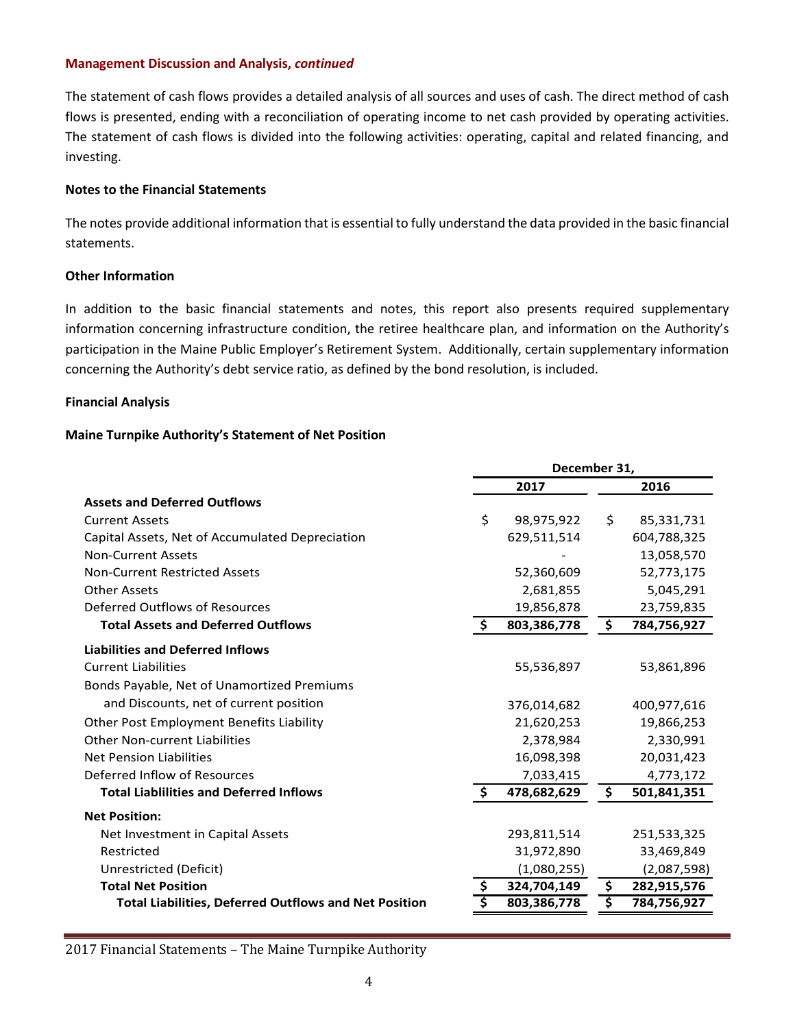**Management Discussion and Analysis, *continued***

The statement of cash flows provides a detailed analysis of all sources and uses of cash. The direct method of cash flows is presented, ending with a reconciliation of operating income to net cash provided by operating activities. The statement of cash flows is divided into the following activities: operating, capital and related financing, and investing.

**Notes to the Financial Statements**

The notes provide additional information that is essential to fully understand the data provided in the basic financial statements.

**Other Information**

In addition to the basic financial statements and notes, this report also presents required supplementary information concerning infrastructure condition, the retiree healthcare plan, and information on the Authority's participation in the Maine Public Employer's Retirement System. Additionally, certain supplementary information concerning the Authority's debt service ratio, as defined by the bond resolution, is included.

**Financial Analysis**

**Maine Turnpike Authority's Statement of Net Position**

| | December 31, 2017 | December 31, 2016 |
|---|---|---|
| **Assets and Deferred Outflows** | | |
| Current Assets | $ 98,975,922 | $ 85,331,731 |
| Capital Assets, Net of Accumulated Depreciation | 629,511,514 | 604,788,325 |
| Non-Current Assets | - | 13,058,570 |
| Non-Current Restricted Assets | 52,360,609 | 52,773,175 |
| Other Assets | 2,681,855 | 5,045,291 |
| Deferred Outflows of Resources | 19,856,878 | 23,759,835 |
| **Total Assets and Deferred Outflows** | **$ 803,386,778** | **$ 784,756,927** |
| **Liabilities and Deferred Inflows** | | |
| Current Liabilities | 55,536,897 | 53,861,896 |
| Bonds Payable, Net of Unamortized Premiums and Discounts, net of current position | 376,014,682 | 400,977,616 |
| Other Post Employment Benefits Liability | 21,620,253 | 19,866,253 |
| Other Non-current Liabilities | 2,378,984 | 2,330,991 |
| Net Pension Liabilities | 16,098,398 | 20,031,423 |
| Deferred Inflow of Resources | 7,033,415 | 4,773,172 |
| **Total Liablilities and Deferred Inflows** | **$ 478,682,629** | **$ 501,841,351** |
| **Net Position:** | | |
| Net Investment in Capital Assets | 293,811,514 | 251,533,325 |
| Restricted | 31,972,890 | 33,469,849 |
| Unrestricted (Deficit) | (1,080,255) | (2,087,598) |
| **Total Net Position** | **$ 324,704,149** | **$ 282,915,576** |
| **Total Liabilities, Deferred Outflows and Net Position** | **$ 803,386,778** | **$ 784,756,927** |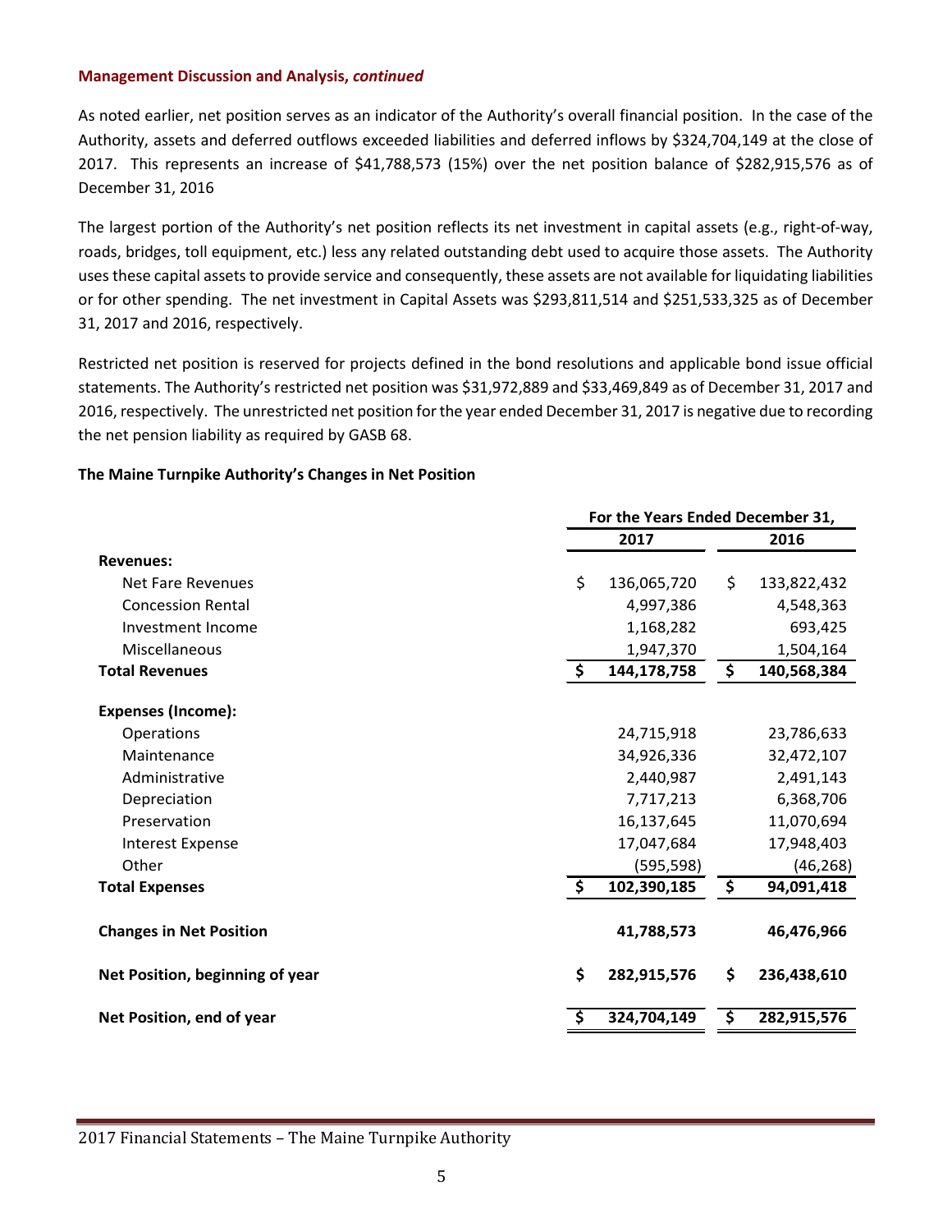**Management Discussion and Analysis, *continued***

As noted earlier, net position serves as an indicator of the Authority's overall financial position. In the case of the Authority, assets and deferred outflows exceeded liabilities and deferred inflows by $324,704,149 at the close of 2017. This represents an increase of $41,788,573 (15%) over the net position balance of $282,915,576 as of December 31, 2016

The largest portion of the Authority's net position reflects its net investment in capital assets (e.g., right-of-way, roads, bridges, toll equipment, etc.) less any related outstanding debt used to acquire those assets. The Authority uses these capital assets to provide service and consequently, these assets are not available for liquidating liabilities or for other spending. The net investment in Capital Assets was $293,811,514 and $251,533,325 as of December 31, 2017 and 2016, respectively.

Restricted net position is reserved for projects defined in the bond resolutions and applicable bond issue official statements. The Authority's restricted net position was $31,972,889 and $33,469,849 as of December 31, 2017 and 2016, respectively. The unrestricted net position for the year ended December 31, 2017 is negative due to recording the net pension liability as required by GASB 68.

**The Maine Turnpike Authority's Changes in Net Position**

| | For the Years Ended December 31, | |
|---|---|---|
| | **2017** | **2016** |
| **Revenues:** | | |
| Net Fare Revenues | $ 136,065,720 | $ 133,822,432 |
| Concession Rental | 4,997,386 | 4,548,363 |
| Investment Income | 1,168,282 | 693,425 |
| Miscellaneous | 1,947,370 | 1,504,164 |
| **Total Revenues** | **$ 144,178,758** | **$ 140,568,384** |
| **Expenses (Income):** | | |
| Operations | 24,715,918 | 23,786,633 |
| Maintenance | 34,926,336 | 32,472,107 |
| Administrative | 2,440,987 | 2,491,143 |
| Depreciation | 7,717,213 | 6,368,706 |
| Preservation | 16,137,645 | 11,070,694 |
| Interest Expense | 17,047,684 | 17,948,403 |
| Other | (595,598) | (46,268) |
| **Total Expenses** | **$ 102,390,185** | **$ 94,091,418** |
| **Changes in Net Position** | **41,788,573** | **46,476,966** |
| **Net Position, beginning of year** | **$ 282,915,576** | **$ 236,438,610** |
| **Net Position, end of year** | **$ 324,704,149** | **$ 282,915,576** |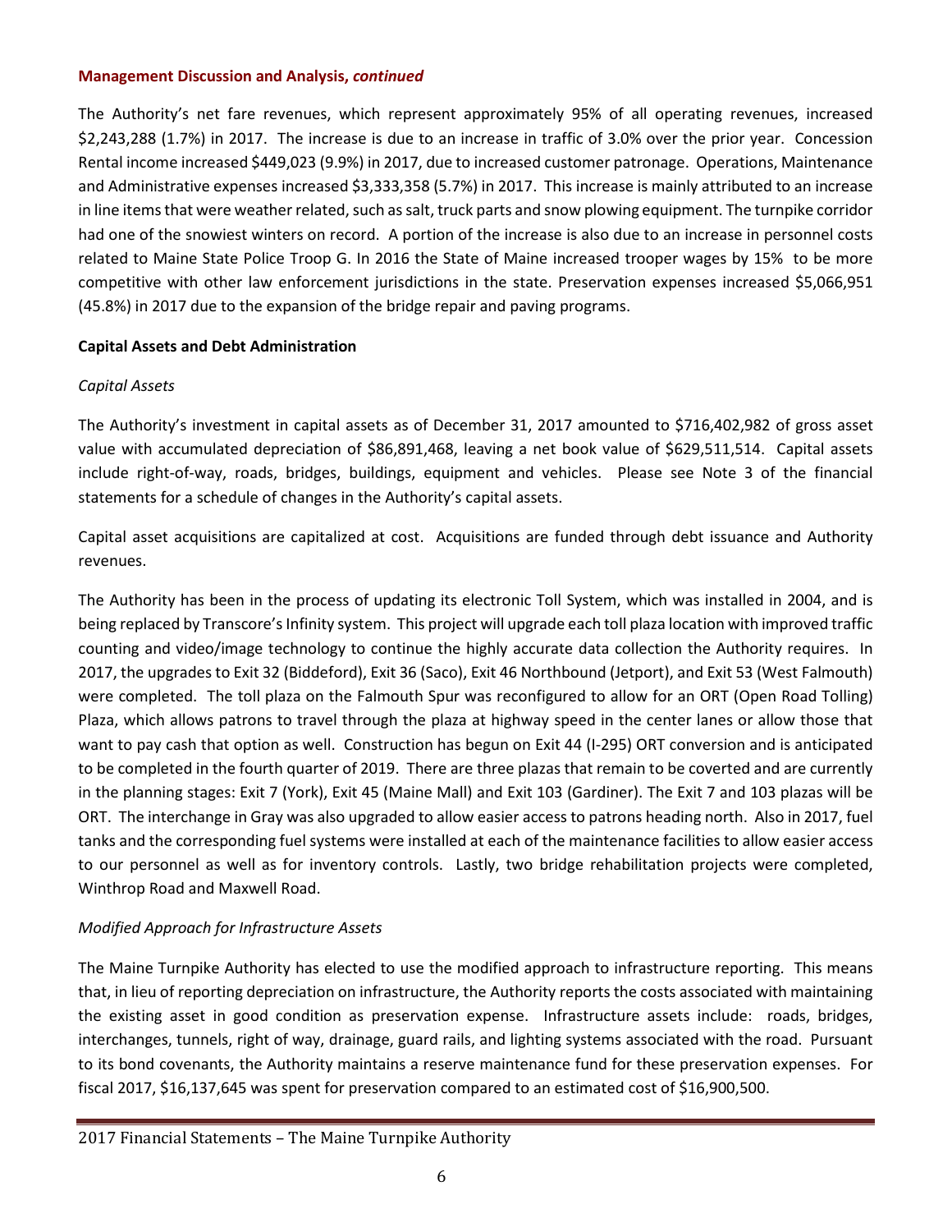**Management Discussion and Analysis, *continued***

The Authority's net fare revenues, which represent approximately 95% of all operating revenues, increased $2,243,288 (1.7%) in 2017. The increase is due to an increase in traffic of 3.0% over the prior year. Concession Rental income increased $449,023 (9.9%) in 2017, due to increased customer patronage. Operations, Maintenance and Administrative expenses increased $3,333,358 (5.7%) in 2017. This increase is mainly attributed to an increase in line items that were weather related, such as salt, truck parts and snow plowing equipment. The turnpike corridor had one of the snowiest winters on record. A portion of the increase is also due to an increase in personnel costs related to Maine State Police Troop G. In 2016 the State of Maine increased trooper wages by 15% to be more competitive with other law enforcement jurisdictions in the state. Preservation expenses increased $5,066,951 (45.8%) in 2017 due to the expansion of the bridge repair and paving programs.

**Capital Assets and Debt Administration**

*Capital Assets*

The Authority's investment in capital assets as of December 31, 2017 amounted to $716,402,982 of gross asset value with accumulated depreciation of $86,891,468, leaving a net book value of $629,511,514. Capital assets include right-of-way, roads, bridges, buildings, equipment and vehicles. Please see Note 3 of the financial statements for a schedule of changes in the Authority's capital assets.

Capital asset acquisitions are capitalized at cost. Acquisitions are funded through debt issuance and Authority revenues.

The Authority has been in the process of updating its electronic Toll System, which was installed in 2004, and is being replaced by Transcore's Infinity system. This project will upgrade each toll plaza location with improved traffic counting and video/image technology to continue the highly accurate data collection the Authority requires. In 2017, the upgrades to Exit 32 (Biddeford), Exit 36 (Saco), Exit 46 Northbound (Jetport), and Exit 53 (West Falmouth) were completed. The toll plaza on the Falmouth Spur was reconfigured to allow for an ORT (Open Road Tolling) Plaza, which allows patrons to travel through the plaza at highway speed in the center lanes or allow those that want to pay cash that option as well. Construction has begun on Exit 44 (I-295) ORT conversion and is anticipated to be completed in the fourth quarter of 2019. There are three plazas that remain to be coverted and are currently in the planning stages: Exit 7 (York), Exit 45 (Maine Mall) and Exit 103 (Gardiner). The Exit 7 and 103 plazas will be ORT. The interchange in Gray was also upgraded to allow easier access to patrons heading north. Also in 2017, fuel tanks and the corresponding fuel systems were installed at each of the maintenance facilities to allow easier access to our personnel as well as for inventory controls. Lastly, two bridge rehabilitation projects were completed, Winthrop Road and Maxwell Road.

*Modified Approach for Infrastructure Assets*

The Maine Turnpike Authority has elected to use the modified approach to infrastructure reporting. This means that, in lieu of reporting depreciation on infrastructure, the Authority reports the costs associated with maintaining the existing asset in good condition as preservation expense. Infrastructure assets include: roads, bridges, interchanges, tunnels, right of way, drainage, guard rails, and lighting systems associated with the road. Pursuant to its bond covenants, the Authority maintains a reserve maintenance fund for these preservation expenses. For fiscal 2017, $16,137,645 was spent for preservation compared to an estimated cost of $16,900,500.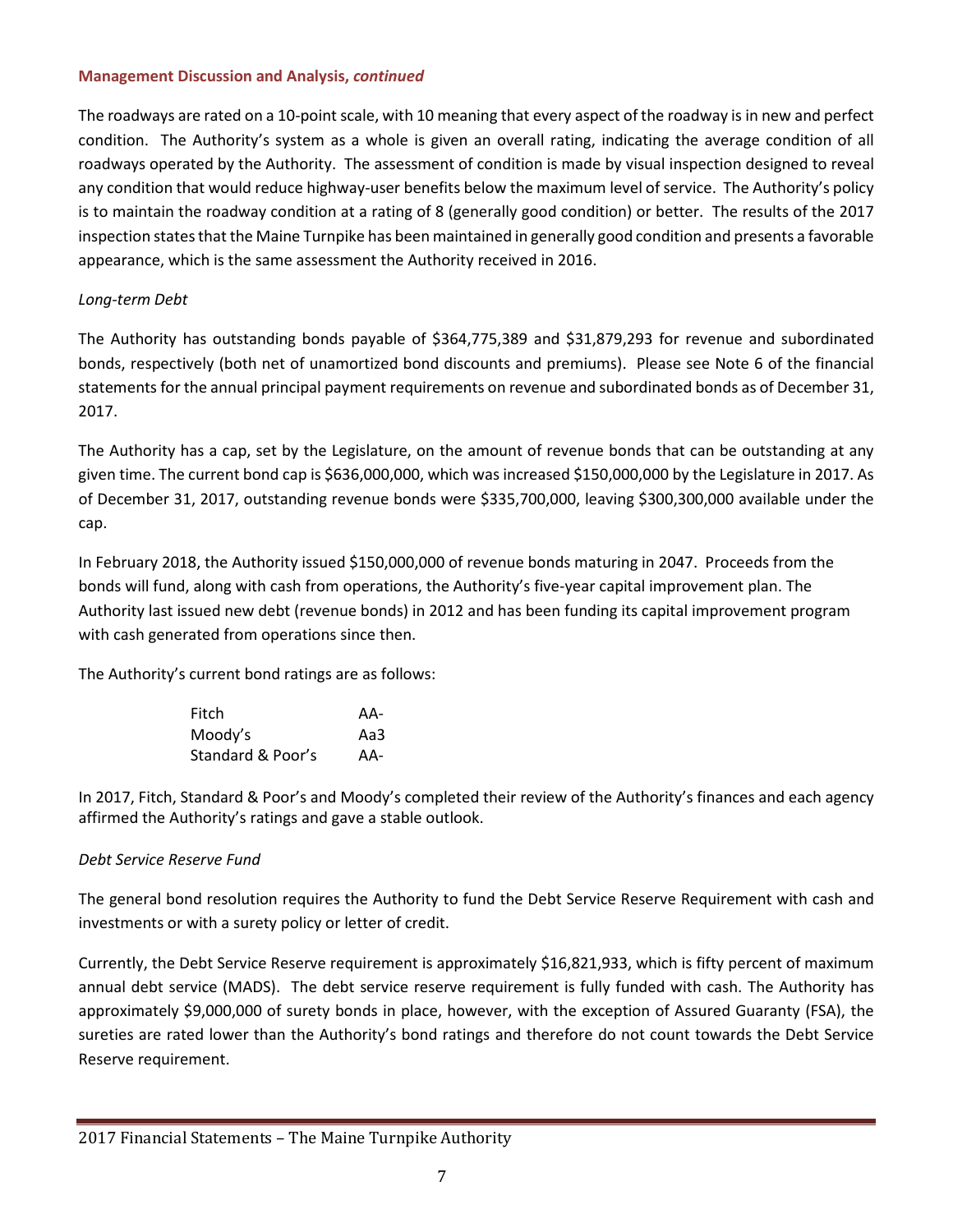**Management Discussion and Analysis, *continued***

The roadways are rated on a 10-point scale, with 10 meaning that every aspect of the roadway is in new and perfect condition. The Authority's system as a whole is given an overall rating, indicating the average condition of all roadways operated by the Authority. The assessment of condition is made by visual inspection designed to reveal any condition that would reduce highway-user benefits below the maximum level of service. The Authority's policy is to maintain the roadway condition at a rating of 8 (generally good condition) or better. The results of the 2017 inspection states that the Maine Turnpike has been maintained in generally good condition and presents a favorable appearance, which is the same assessment the Authority received in 2016.

*Long-term Debt*

The Authority has outstanding bonds payable of $364,775,389 and $31,879,293 for revenue and subordinated bonds, respectively (both net of unamortized bond discounts and premiums). Please see Note 6 of the financial statements for the annual principal payment requirements on revenue and subordinated bonds as of December 31, 2017.

The Authority has a cap, set by the Legislature, on the amount of revenue bonds that can be outstanding at any given time. The current bond cap is $636,000,000, which was increased $150,000,000 by the Legislature in 2017. As of December 31, 2017, outstanding revenue bonds were $335,700,000, leaving $300,300,000 available under the cap.

In February 2018, the Authority issued $150,000,000 of revenue bonds maturing in 2047. Proceeds from the bonds will fund, along with cash from operations, the Authority's five-year capital improvement plan. The Authority last issued new debt (revenue bonds) in 2012 and has been funding its capital improvement program with cash generated from operations since then.

The Authority's current bond ratings are as follows:

| | |
|---|---|
| Fitch | AA- |
| Moody's | Aa3 |
| Standard & Poor's | AA- |

In 2017, Fitch, Standard & Poor's and Moody's completed their review of the Authority's finances and each agency affirmed the Authority's ratings and gave a stable outlook.

*Debt Service Reserve Fund*

The general bond resolution requires the Authority to fund the Debt Service Reserve Requirement with cash and investments or with a surety policy or letter of credit.

Currently, the Debt Service Reserve requirement is approximately $16,821,933, which is fifty percent of maximum annual debt service (MADS). The debt service reserve requirement is fully funded with cash. The Authority has approximately $9,000,000 of surety bonds in place, however, with the exception of Assured Guaranty (FSA), the sureties are rated lower than the Authority's bond ratings and therefore do not count towards the Debt Service Reserve requirement.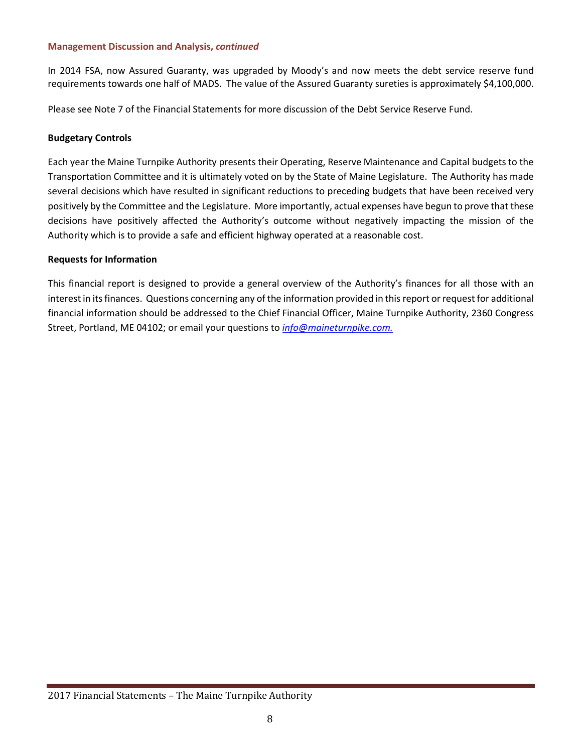**Management Discussion and Analysis, *continued***

In 2014 FSA, now Assured Guaranty, was upgraded by Moody's and now meets the debt service reserve fund requirements towards one half of MADS. The value of the Assured Guaranty sureties is approximately $4,100,000.

Please see Note 7 of the Financial Statements for more discussion of the Debt Service Reserve Fund.

**Budgetary Controls**

Each year the Maine Turnpike Authority presents their Operating, Reserve Maintenance and Capital budgets to the Transportation Committee and it is ultimately voted on by the State of Maine Legislature. The Authority has made several decisions which have resulted in significant reductions to preceding budgets that have been received very positively by the Committee and the Legislature. More importantly, actual expenses have begun to prove that these decisions have positively affected the Authority's outcome without negatively impacting the mission of the Authority which is to provide a safe and efficient highway operated at a reasonable cost.

**Requests for Information**

This financial report is designed to provide a general overview of the Authority's finances for all those with an interest in its finances. Questions concerning any of the information provided in this report or request for additional financial information should be addressed to the Chief Financial Officer, Maine Turnpike Authority, 2360 Congress Street, Portland, ME 04102; or email your questions to *info@maineturnpike.com.*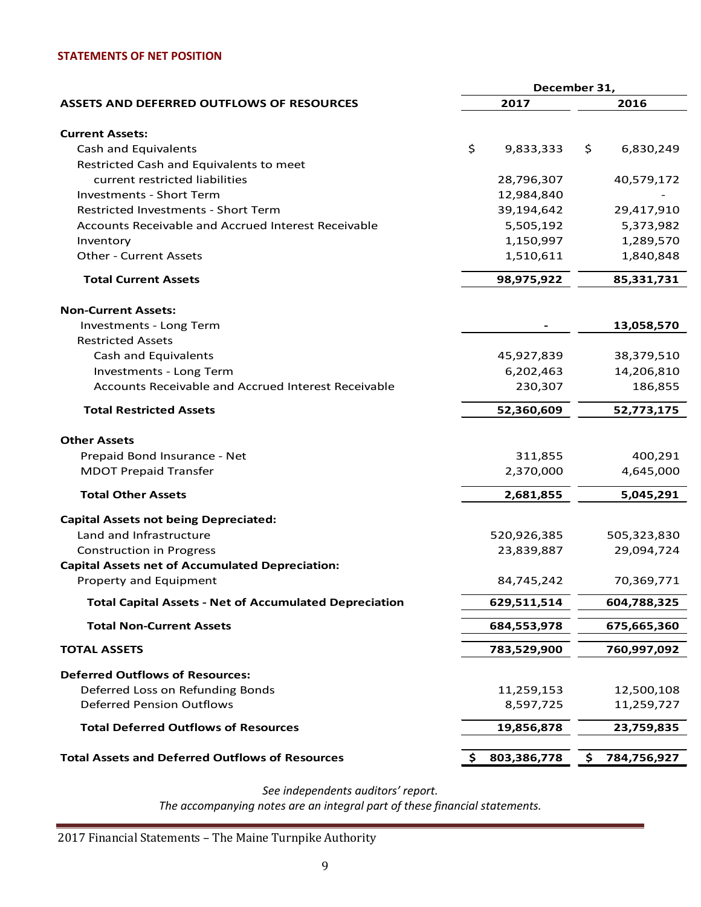## STATEMENTS OF NET POSITION

| ASSETS AND DEFERRED OUTFLOWS OF RESOURCES | December 31, 2017 | 2016 |
|---|---|---|
| **Current Assets:** | | |
| Cash and Equivalents | $ 9,833,333 | $ 6,830,249 |
| Restricted Cash and Equivalents to meet current restricted liabilities | 28,796,307 | 40,579,172 |
| Investments - Short Term | 12,984,840 | - |
| Restricted Investments - Short Term | 39,194,642 | 29,417,910 |
| Accounts Receivable and Accrued Interest Receivable | 5,505,192 | 5,373,982 |
| Inventory | 1,150,997 | 1,289,570 |
| Other - Current Assets | 1,510,611 | 1,840,848 |
| **Total Current Assets** | **98,975,922** | **85,331,731** |
| **Non-Current Assets:** | | |
| Investments - Long Term | - | **13,058,570** |
| Restricted Assets | | |
| Cash and Equivalents | 45,927,839 | 38,379,510 |
| Investments - Long Term | 6,202,463 | 14,206,810 |
| Accounts Receivable and Accrued Interest Receivable | 230,307 | 186,855 |
| **Total Restricted Assets** | **52,360,609** | **52,773,175** |
| **Other Assets** | | |
| Prepaid Bond Insurance - Net | 311,855 | 400,291 |
| MDOT Prepaid Transfer | 2,370,000 | 4,645,000 |
| **Total Other Assets** | **2,681,855** | **5,045,291** |
| **Capital Assets not being Depreciated:** | | |
| Land and Infrastructure | 520,926,385 | 505,323,830 |
| Construction in Progress | 23,839,887 | 29,094,724 |
| **Capital Assets net of Accumulated Depreciation:** | | |
| Property and Equipment | 84,745,242 | 70,369,771 |
| **Total Capital Assets - Net of Accumulated Depreciation** | **629,511,514** | **604,788,325** |
| **Total Non-Current Assets** | **684,553,978** | **675,665,360** |
| **TOTAL ASSETS** | **783,529,900** | **760,997,092** |
| **Deferred Outflows of Resources:** | | |
| Deferred Loss on Refunding Bonds | 11,259,153 | 12,500,108 |
| Deferred Pension Outflows | 8,597,725 | 11,259,727 |
| **Total Deferred Outflows of Resources** | **19,856,878** | **23,759,835** |
| **Total Assets and Deferred Outflows of Resources** | **$ 803,386,778** | **$ 784,756,927** |

*See independents auditors' report.*
*The accompanying notes are an integral part of these financial statements.*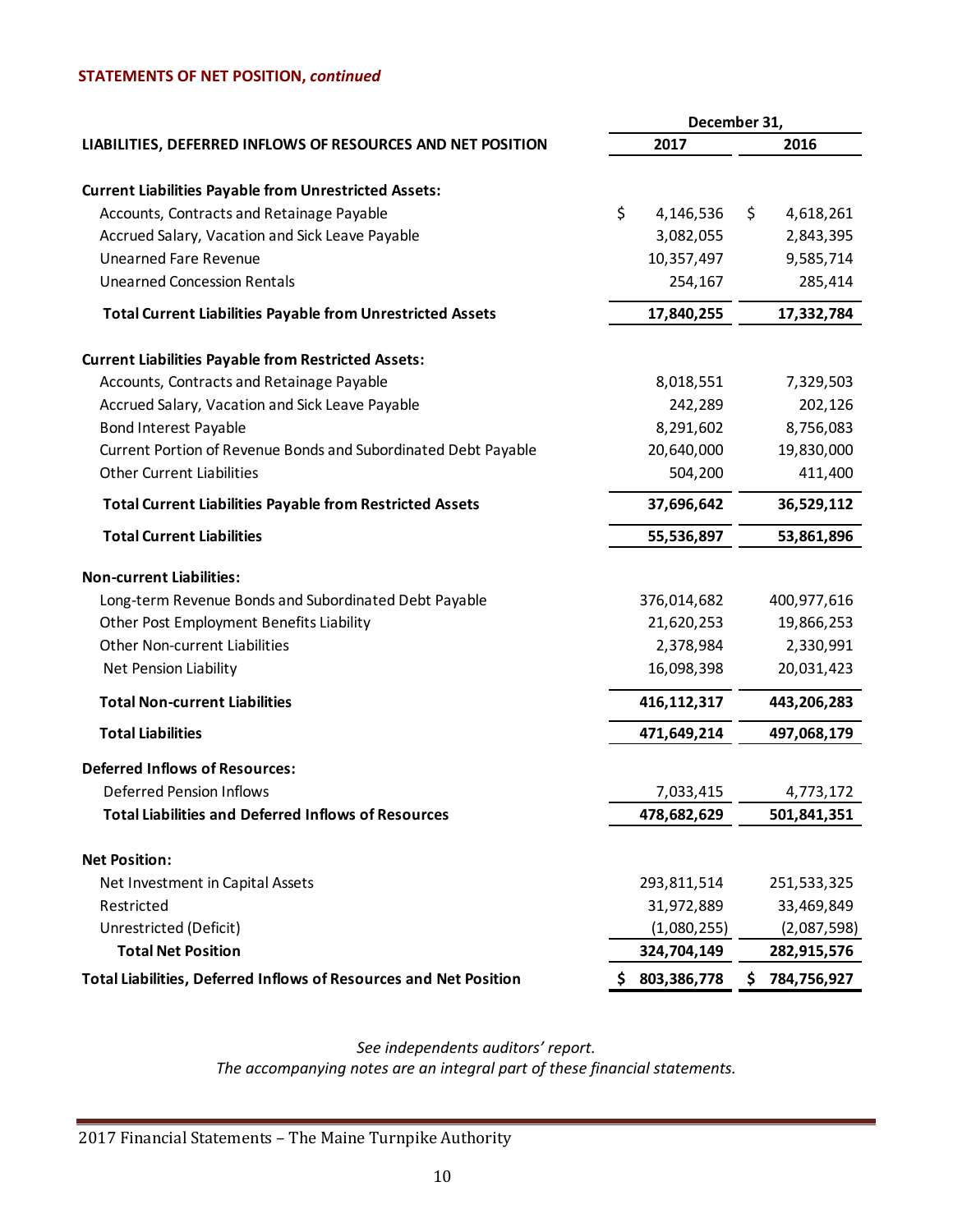## STATEMENTS OF NET POSITION, *continued*

| LIABILITIES, DEFERRED INFLOWS OF RESOURCES AND NET POSITION | December 31, 2017 | 2016 |
|---|---|---|
| **Current Liabilities Payable from Unrestricted Assets:** | | |
| Accounts, Contracts and Retainage Payable | $ 4,146,536 | $ 4,618,261 |
| Accrued Salary, Vacation and Sick Leave Payable | 3,082,055 | 2,843,395 |
| Unearned Fare Revenue | 10,357,497 | 9,585,714 |
| Unearned Concession Rentals | 254,167 | 285,414 |
| **Total Current Liabilities Payable from Unrestricted Assets** | **17,840,255** | **17,332,784** |
| **Current Liabilities Payable from Restricted Assets:** | | |
| Accounts, Contracts and Retainage Payable | 8,018,551 | 7,329,503 |
| Accrued Salary, Vacation and Sick Leave Payable | 242,289 | 202,126 |
| Bond Interest Payable | 8,291,602 | 8,756,083 |
| Current Portion of Revenue Bonds and Subordinated Debt Payable | 20,640,000 | 19,830,000 |
| Other Current Liabilities | 504,200 | 411,400 |
| **Total Current Liabilities Payable from Restricted Assets** | **37,696,642** | **36,529,112** |
| **Total Current Liabilities** | **55,536,897** | **53,861,896** |
| **Non-current Liabilities:** | | |
| Long-term Revenue Bonds and Subordinated Debt Payable | 376,014,682 | 400,977,616 |
| Other Post Employment Benefits Liability | 21,620,253 | 19,866,253 |
| Other Non-current Liabilities | 2,378,984 | 2,330,991 |
| Net Pension Liability | 16,098,398 | 20,031,423 |
| **Total Non-current Liabilities** | **416,112,317** | **443,206,283** |
| **Total Liabilities** | **471,649,214** | **497,068,179** |
| **Deferred Inflows of Resources:** | | |
| Deferred Pension Inflows | 7,033,415 | 4,773,172 |
| **Total Liabilities and Deferred Inflows of Resources** | **478,682,629** | **501,841,351** |
| **Net Position:** | | |
| Net Investment in Capital Assets | 293,811,514 | 251,533,325 |
| Restricted | 31,972,889 | 33,469,849 |
| Unrestricted (Deficit) | (1,080,255) | (2,087,598) |
| **Total Net Position** | **324,704,149** | **282,915,576** |
| **Total Liabilities, Deferred Inflows of Resources and Net Position** | **$ 803,386,778** | **$ 784,756,927** |

*See independents auditors' report.*
*The accompanying notes are an integral part of these financial statements.*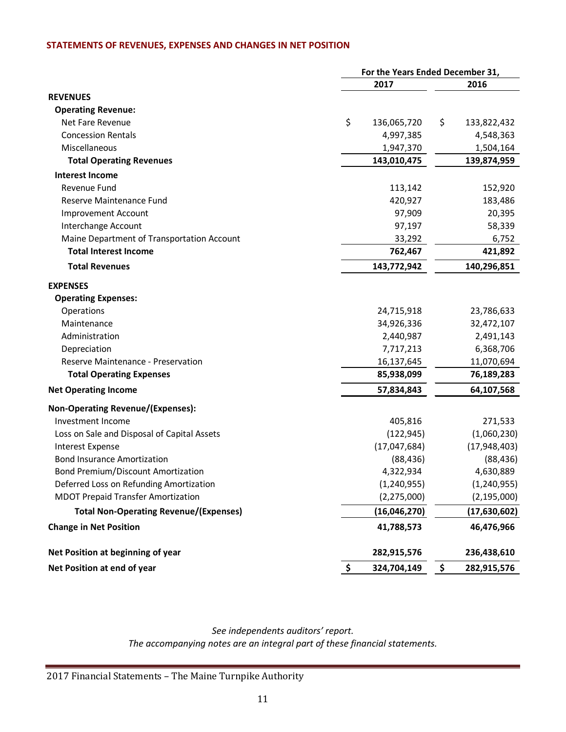## STATEMENTS OF REVENUES, EXPENSES AND CHANGES IN NET POSITION

| | For the Years Ended December 31, | |
|---|---|---|
| | 2017 | 2016 |
| **REVENUES** | | |
| **Operating Revenue:** | | |
| Net Fare Revenue | $ 136,065,720 | $ 133,822,432 |
| Concession Rentals | 4,997,385 | 4,548,363 |
| Miscellaneous | 1,947,370 | 1,504,164 |
| **Total Operating Revenues** | **143,010,475** | **139,874,959** |
| **Interest Income** | | |
| Revenue Fund | 113,142 | 152,920 |
| Reserve Maintenance Fund | 420,927 | 183,486 |
| Improvement Account | 97,909 | 20,395 |
| Interchange Account | 97,197 | 58,339 |
| Maine Department of Transportation Account | 33,292 | 6,752 |
| **Total Interest Income** | **762,467** | **421,892** |
| **Total Revenues** | **143,772,942** | **140,296,851** |
| **EXPENSES** | | |
| **Operating Expenses:** | | |
| Operations | 24,715,918 | 23,786,633 |
| Maintenance | 34,926,336 | 32,472,107 |
| Administration | 2,440,987 | 2,491,143 |
| Depreciation | 7,717,213 | 6,368,706 |
| Reserve Maintenance - Preservation | 16,137,645 | 11,070,694 |
| **Total Operating Expenses** | **85,938,099** | **76,189,283** |
| **Net Operating Income** | **57,834,843** | **64,107,568** |
| **Non-Operating Revenue/(Expenses):** | | |
| Investment Income | 405,816 | 271,533 |
| Loss on Sale and Disposal of Capital Assets | (122,945) | (1,060,230) |
| Interest Expense | (17,047,684) | (17,948,403) |
| Bond Insurance Amortization | (88,436) | (88,436) |
| Bond Premium/Discount Amortization | 4,322,934 | 4,630,889 |
| Deferred Loss on Refunding Amortization | (1,240,955) | (1,240,955) |
| MDOT Prepaid Transfer Amortization | (2,275,000) | (2,195,000) |
| **Total Non-Operating Revenue/(Expenses)** | **(16,046,270)** | **(17,630,602)** |
| **Change in Net Position** | **41,788,573** | **46,476,966** |
| **Net Position at beginning of year** | **282,915,576** | **236,438,610** |
| **Net Position at end of year** | **$ 324,704,149** | **$ 282,915,576** |

*See independents auditors' report.*
*The accompanying notes are an integral part of these financial statements.*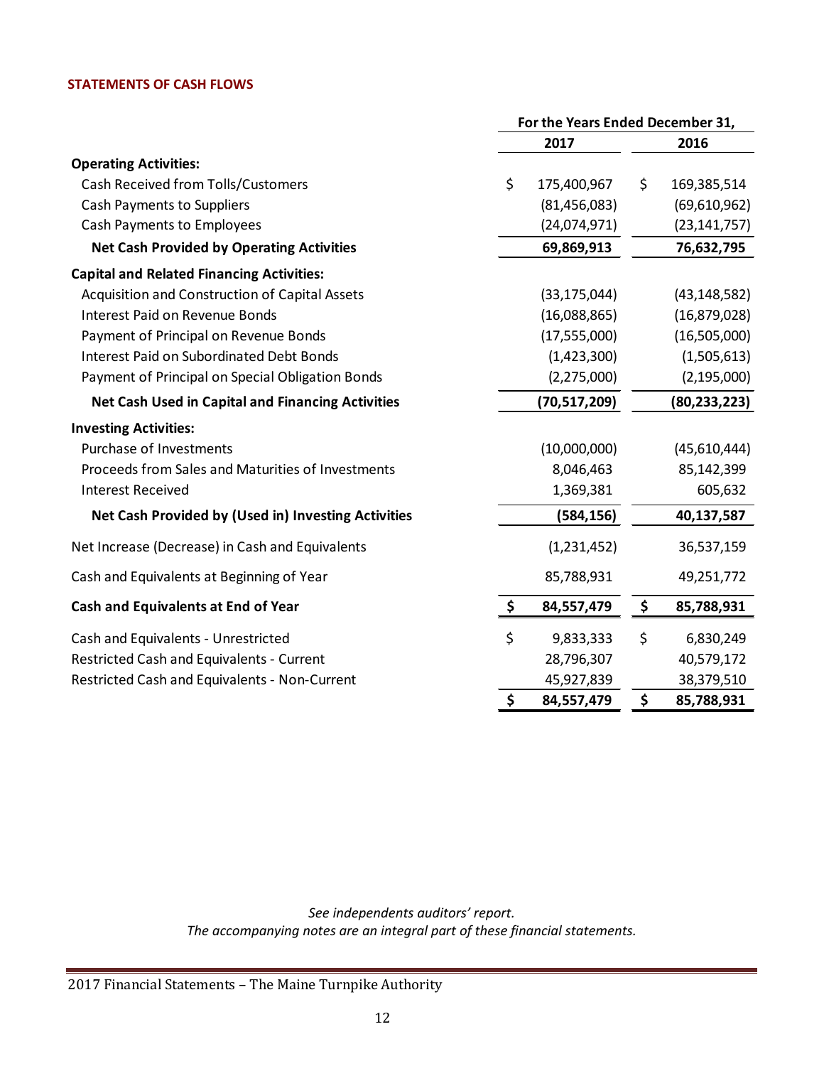### STATEMENTS OF CASH FLOWS

| | For the Years Ended December 31, | |
|---|---|---|
| | 2017 | 2016 |
| **Operating Activities:** | | |
| Cash Received from Tolls/Customers | $ 175,400,967 | $ 169,385,514 |
| Cash Payments to Suppliers | (81,456,083) | (69,610,962) |
| Cash Payments to Employees | (24,074,971) | (23,141,757) |
| **Net Cash Provided by Operating Activities** | **69,869,913** | **76,632,795** |
| **Capital and Related Financing Activities:** | | |
| Acquisition and Construction of Capital Assets | (33,175,044) | (43,148,582) |
| Interest Paid on Revenue Bonds | (16,088,865) | (16,879,028) |
| Payment of Principal on Revenue Bonds | (17,555,000) | (16,505,000) |
| Interest Paid on Subordinated Debt Bonds | (1,423,300) | (1,505,613) |
| Payment of Principal on Special Obligation Bonds | (2,275,000) | (2,195,000) |
| **Net Cash Used in Capital and Financing Activities** | **(70,517,209)** | **(80,233,223)** |
| **Investing Activities:** | | |
| Purchase of Investments | (10,000,000) | (45,610,444) |
| Proceeds from Sales and Maturities of Investments | 8,046,463 | 85,142,399 |
| Interest Received | 1,369,381 | 605,632 |
| **Net Cash Provided by (Used in) Investing Activities** | **(584,156)** | **40,137,587** |
| Net Increase (Decrease) in Cash and Equivalents | (1,231,452) | 36,537,159 |
| Cash and Equivalents at Beginning of Year | 85,788,931 | 49,251,772 |
| **Cash and Equivalents at End of Year** | **$ 84,557,479** | **$ 85,788,931** |
| Cash and Equivalents - Unrestricted | $ 9,833,333 | $ 6,830,249 |
| Restricted Cash and Equivalents - Current | 28,796,307 | 40,579,172 |
| Restricted Cash and Equivalents - Non-Current | 45,927,839 | 38,379,510 |
| | **$ 84,557,479** | **$ 85,788,931** |

*See independents auditors' report.*
*The accompanying notes are an integral part of these financial statements.*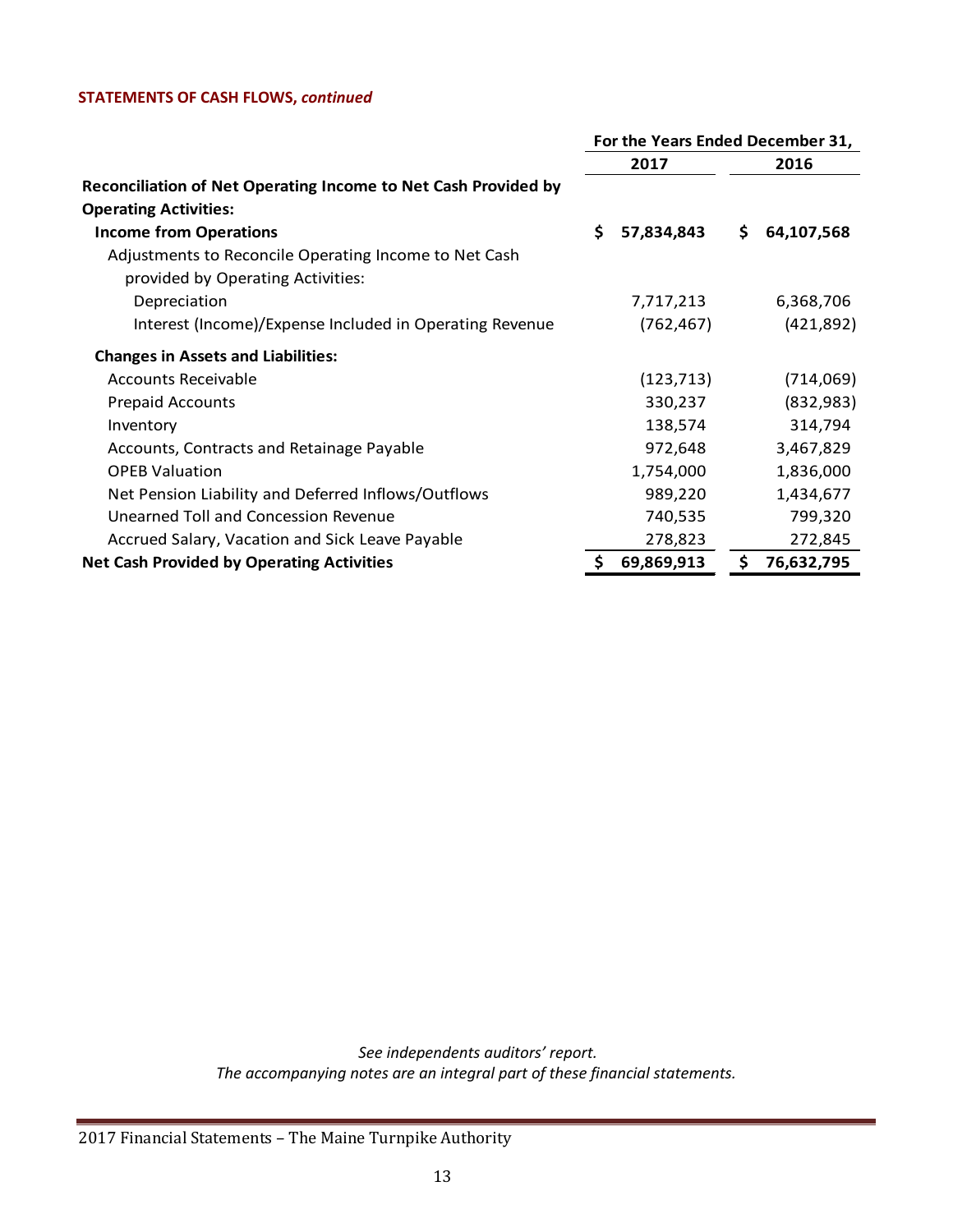**STATEMENTS OF CASH FLOWS, *continued***

| | For the Years Ended December 31, | |
|---|---|---|
| | **2017** | **2016** |
| **Reconciliation of Net Operating Income to Net Cash Provided by Operating Activities:** | | |
| **Income from Operations** | **$ 57,834,843** | **$ 64,107,568** |
| Adjustments to Reconcile Operating Income to Net Cash provided by Operating Activities: | | |
| Depreciation | 7,717,213 | 6,368,706 |
| Interest (Income)/Expense Included in Operating Revenue | (762,467) | (421,892) |
| **Changes in Assets and Liabilities:** | | |
| Accounts Receivable | (123,713) | (714,069) |
| Prepaid Accounts | 330,237 | (832,983) |
| Inventory | 138,574 | 314,794 |
| Accounts, Contracts and Retainage Payable | 972,648 | 3,467,829 |
| OPEB Valuation | 1,754,000 | 1,836,000 |
| Net Pension Liability and Deferred Inflows/Outflows | 989,220 | 1,434,677 |
| Unearned Toll and Concession Revenue | 740,535 | 799,320 |
| Accrued Salary, Vacation and Sick Leave Payable | 278,823 | 272,845 |
| **Net Cash Provided by Operating Activities** | **$ 69,869,913** | **$ 76,632,795** |

*See independents auditors' report.*
*The accompanying notes are an integral part of these financial statements.*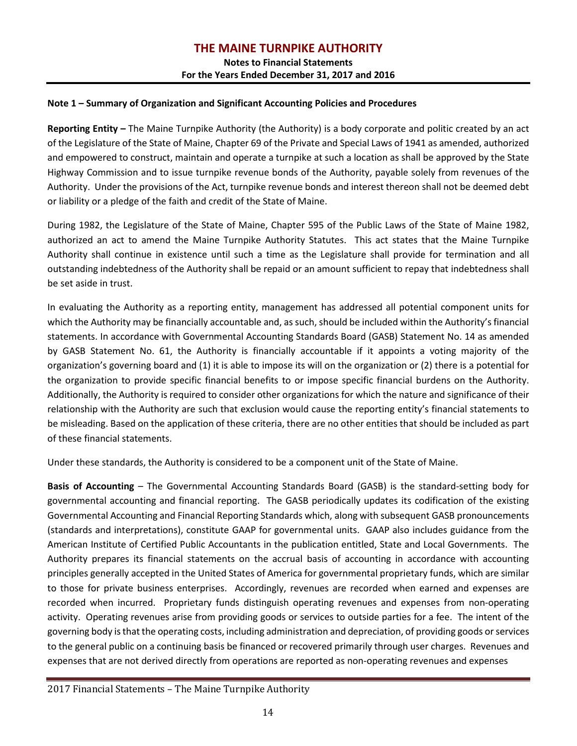# THE MAINE TURNPIKE AUTHORITY

**Notes to Financial Statements**
**For the Years Ended December 31, 2017 and 2016**

**Note 1 – Summary of Organization and Significant Accounting Policies and Procedures**

**Reporting Entity –** The Maine Turnpike Authority (the Authority) is a body corporate and politic created by an act of the Legislature of the State of Maine, Chapter 69 of the Private and Special Laws of 1941 as amended, authorized and empowered to construct, maintain and operate a turnpike at such a location as shall be approved by the State Highway Commission and to issue turnpike revenue bonds of the Authority, payable solely from revenues of the Authority. Under the provisions of the Act, turnpike revenue bonds and interest thereon shall not be deemed debt or liability or a pledge of the faith and credit of the State of Maine.

During 1982, the Legislature of the State of Maine, Chapter 595 of the Public Laws of the State of Maine 1982, authorized an act to amend the Maine Turnpike Authority Statutes. This act states that the Maine Turnpike Authority shall continue in existence until such a time as the Legislature shall provide for termination and all outstanding indebtedness of the Authority shall be repaid or an amount sufficient to repay that indebtedness shall be set aside in trust.

In evaluating the Authority as a reporting entity, management has addressed all potential component units for which the Authority may be financially accountable and, as such, should be included within the Authority's financial statements. In accordance with Governmental Accounting Standards Board (GASB) Statement No. 14 as amended by GASB Statement No. 61, the Authority is financially accountable if it appoints a voting majority of the organization's governing board and (1) it is able to impose its will on the organization or (2) there is a potential for the organization to provide specific financial benefits to or impose specific financial burdens on the Authority. Additionally, the Authority is required to consider other organizations for which the nature and significance of their relationship with the Authority are such that exclusion would cause the reporting entity's financial statements to be misleading. Based on the application of these criteria, there are no other entities that should be included as part of these financial statements.

Under these standards, the Authority is considered to be a component unit of the State of Maine.

**Basis of Accounting** – The Governmental Accounting Standards Board (GASB) is the standard-setting body for governmental accounting and financial reporting. The GASB periodically updates its codification of the existing Governmental Accounting and Financial Reporting Standards which, along with subsequent GASB pronouncements (standards and interpretations), constitute GAAP for governmental units. GAAP also includes guidance from the American Institute of Certified Public Accountants in the publication entitled, State and Local Governments. The Authority prepares its financial statements on the accrual basis of accounting in accordance with accounting principles generally accepted in the United States of America for governmental proprietary funds, which are similar to those for private business enterprises. Accordingly, revenues are recorded when earned and expenses are recorded when incurred. Proprietary funds distinguish operating revenues and expenses from non-operating activity. Operating revenues arise from providing goods or services to outside parties for a fee. The intent of the governing body is that the operating costs, including administration and depreciation, of providing goods or services to the general public on a continuing basis be financed or recovered primarily through user charges. Revenues and expenses that are not derived directly from operations are reported as non-operating revenues and expenses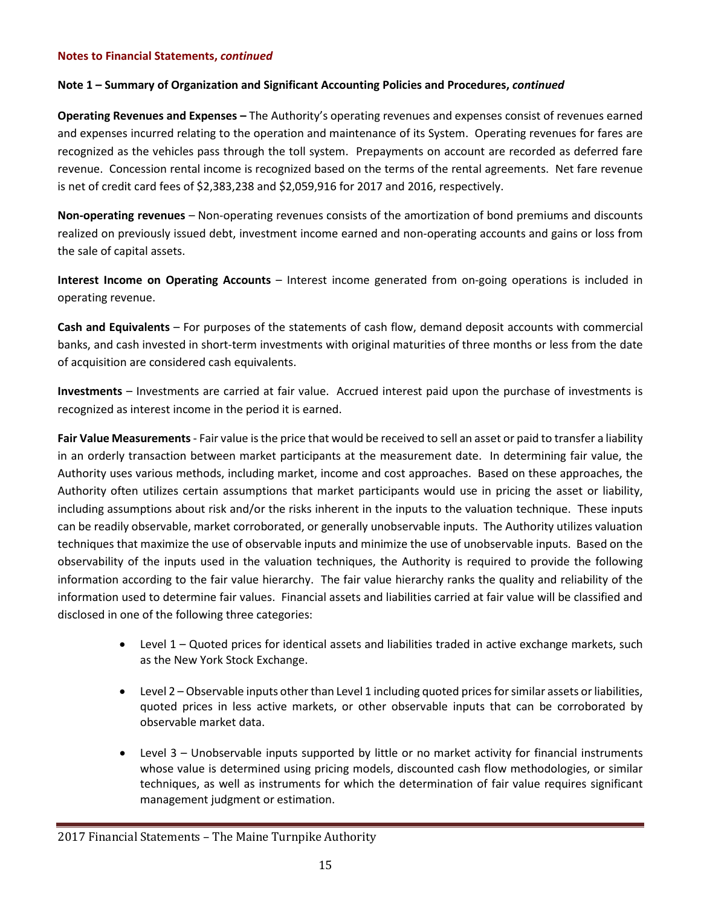**Notes to Financial Statements, *continued***

**Note 1 – Summary of Organization and Significant Accounting Policies and Procedures, *continued***

**Operating Revenues and Expenses –** The Authority's operating revenues and expenses consist of revenues earned and expenses incurred relating to the operation and maintenance of its System. Operating revenues for fares are recognized as the vehicles pass through the toll system. Prepayments on account are recorded as deferred fare revenue. Concession rental income is recognized based on the terms of the rental agreements. Net fare revenue is net of credit card fees of $2,383,238 and $2,059,916 for 2017 and 2016, respectively.

**Non-operating revenues** – Non-operating revenues consists of the amortization of bond premiums and discounts realized on previously issued debt, investment income earned and non-operating accounts and gains or loss from the sale of capital assets.

**Interest Income on Operating Accounts** – Interest income generated from on-going operations is included in operating revenue.

**Cash and Equivalents** – For purposes of the statements of cash flow, demand deposit accounts with commercial banks, and cash invested in short-term investments with original maturities of three months or less from the date of acquisition are considered cash equivalents.

**Investments** – Investments are carried at fair value. Accrued interest paid upon the purchase of investments is recognized as interest income in the period it is earned.

**Fair Value Measurements** - Fair value is the price that would be received to sell an asset or paid to transfer a liability in an orderly transaction between market participants at the measurement date. In determining fair value, the Authority uses various methods, including market, income and cost approaches. Based on these approaches, the Authority often utilizes certain assumptions that market participants would use in pricing the asset or liability, including assumptions about risk and/or the risks inherent in the inputs to the valuation technique. These inputs can be readily observable, market corroborated, or generally unobservable inputs. The Authority utilizes valuation techniques that maximize the use of observable inputs and minimize the use of unobservable inputs. Based on the observability of the inputs used in the valuation techniques, the Authority is required to provide the following information according to the fair value hierarchy. The fair value hierarchy ranks the quality and reliability of the information used to determine fair values. Financial assets and liabilities carried at fair value will be classified and disclosed in one of the following three categories:

- Level 1 – Quoted prices for identical assets and liabilities traded in active exchange markets, such as the New York Stock Exchange.
- Level 2 – Observable inputs other than Level 1 including quoted prices for similar assets or liabilities, quoted prices in less active markets, or other observable inputs that can be corroborated by observable market data.
- Level 3 – Unobservable inputs supported by little or no market activity for financial instruments whose value is determined using pricing models, discounted cash flow methodologies, or similar techniques, as well as instruments for which the determination of fair value requires significant management judgment or estimation.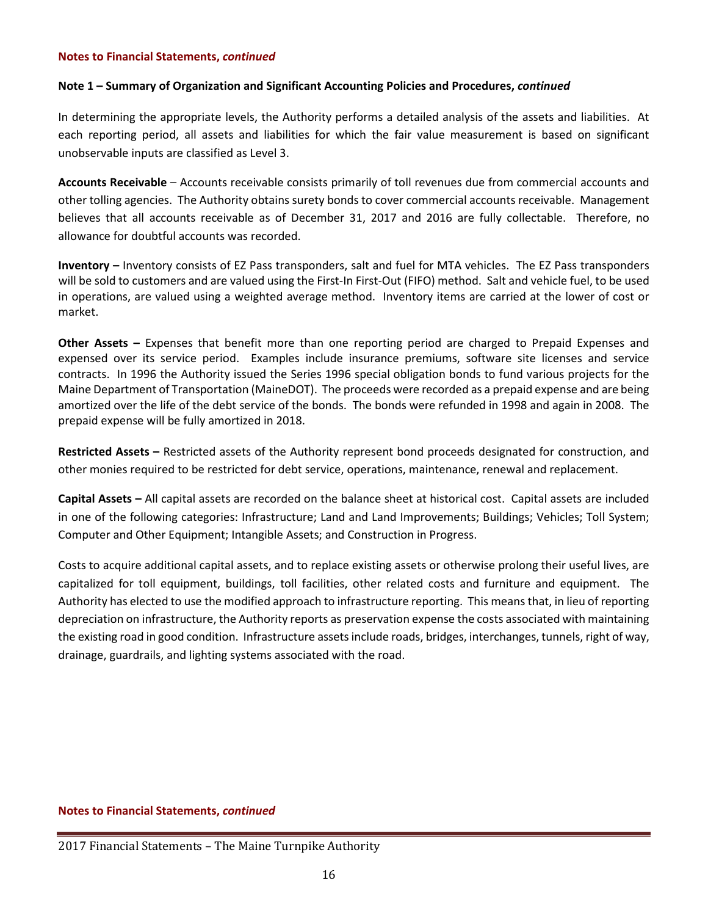**Notes to Financial Statements, *continued***

**Note 1 – Summary of Organization and Significant Accounting Policies and Procedures, *continued***

In determining the appropriate levels, the Authority performs a detailed analysis of the assets and liabilities. At each reporting period, all assets and liabilities for which the fair value measurement is based on significant unobservable inputs are classified as Level 3.

**Accounts Receivable** – Accounts receivable consists primarily of toll revenues due from commercial accounts and other tolling agencies. The Authority obtains surety bonds to cover commercial accounts receivable. Management believes that all accounts receivable as of December 31, 2017 and 2016 are fully collectable. Therefore, no allowance for doubtful accounts was recorded.

**Inventory –** Inventory consists of EZ Pass transponders, salt and fuel for MTA vehicles. The EZ Pass transponders will be sold to customers and are valued using the First-In First-Out (FIFO) method. Salt and vehicle fuel, to be used in operations, are valued using a weighted average method. Inventory items are carried at the lower of cost or market.

**Other Assets –** Expenses that benefit more than one reporting period are charged to Prepaid Expenses and expensed over its service period. Examples include insurance premiums, software site licenses and service contracts. In 1996 the Authority issued the Series 1996 special obligation bonds to fund various projects for the Maine Department of Transportation (MaineDOT). The proceeds were recorded as a prepaid expense and are being amortized over the life of the debt service of the bonds. The bonds were refunded in 1998 and again in 2008. The prepaid expense will be fully amortized in 2018.

**Restricted Assets –** Restricted assets of the Authority represent bond proceeds designated for construction, and other monies required to be restricted for debt service, operations, maintenance, renewal and replacement.

**Capital Assets –** All capital assets are recorded on the balance sheet at historical cost. Capital assets are included in one of the following categories: Infrastructure; Land and Land Improvements; Buildings; Vehicles; Toll System; Computer and Other Equipment; Intangible Assets; and Construction in Progress.

Costs to acquire additional capital assets, and to replace existing assets or otherwise prolong their useful lives, are capitalized for toll equipment, buildings, toll facilities, other related costs and furniture and equipment. The Authority has elected to use the modified approach to infrastructure reporting. This means that, in lieu of reporting depreciation on infrastructure, the Authority reports as preservation expense the costs associated with maintaining the existing road in good condition. Infrastructure assets include roads, bridges, interchanges, tunnels, right of way, drainage, guardrails, and lighting systems associated with the road.

**Notes to Financial Statements, *continued***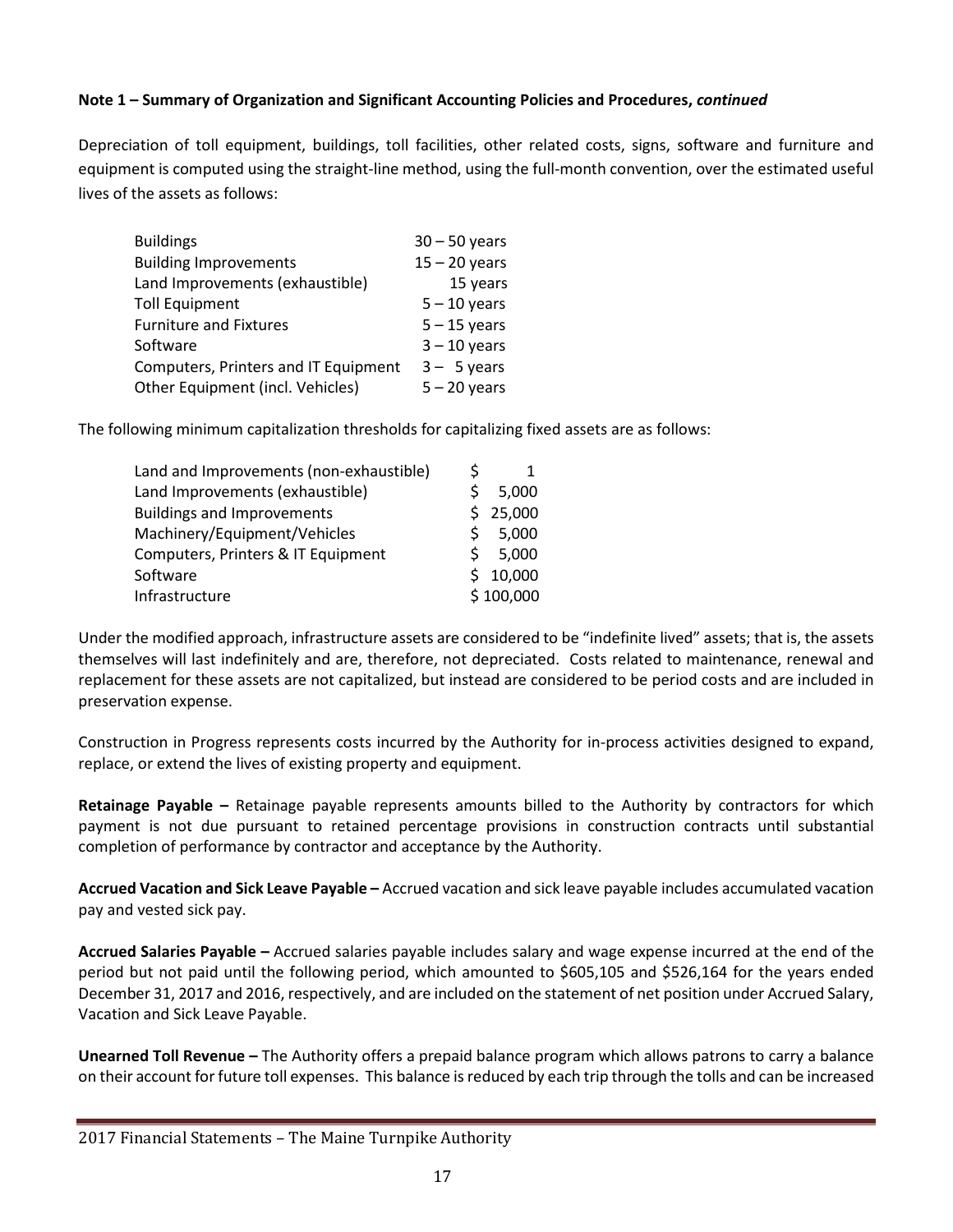**Note 1 – Summary of Organization and Significant Accounting Policies and Procedures, *continued***

Depreciation of toll equipment, buildings, toll facilities, other related costs, signs, software and furniture and equipment is computed using the straight-line method, using the full-month convention, over the estimated useful lives of the assets as follows:

| | |
|---|---|
| Buildings | 30 – 50 years |
| Building Improvements | 15 – 20 years |
| Land Improvements (exhaustible) | 15 years |
| Toll Equipment | 5 – 10 years |
| Furniture and Fixtures | 5 – 15 years |
| Software | 3 – 10 years |
| Computers, Printers and IT Equipment | 3 – 5 years |
| Other Equipment (incl. Vehicles) | 5 – 20 years |

The following minimum capitalization thresholds for capitalizing fixed assets are as follows:

| | |
|---|---|
| Land and Improvements (non-exhaustible) | $ 1 |
| Land Improvements (exhaustible) | $ 5,000 |
| Buildings and Improvements | $ 25,000 |
| Machinery/Equipment/Vehicles | $ 5,000 |
| Computers, Printers & IT Equipment | $ 5,000 |
| Software | $ 10,000 |
| Infrastructure | $ 100,000 |

Under the modified approach, infrastructure assets are considered to be "indefinite lived" assets; that is, the assets themselves will last indefinitely and are, therefore, not depreciated. Costs related to maintenance, renewal and replacement for these assets are not capitalized, but instead are considered to be period costs and are included in preservation expense.

Construction in Progress represents costs incurred by the Authority for in-process activities designed to expand, replace, or extend the lives of existing property and equipment.

**Retainage Payable –** Retainage payable represents amounts billed to the Authority by contractors for which payment is not due pursuant to retained percentage provisions in construction contracts until substantial completion of performance by contractor and acceptance by the Authority.

**Accrued Vacation and Sick Leave Payable –** Accrued vacation and sick leave payable includes accumulated vacation pay and vested sick pay.

**Accrued Salaries Payable –** Accrued salaries payable includes salary and wage expense incurred at the end of the period but not paid until the following period, which amounted to $605,105 and $526,164 for the years ended December 31, 2017 and 2016, respectively, and are included on the statement of net position under Accrued Salary, Vacation and Sick Leave Payable.

**Unearned Toll Revenue –** The Authority offers a prepaid balance program which allows patrons to carry a balance on their account for future toll expenses. This balance is reduced by each trip through the tolls and can be increased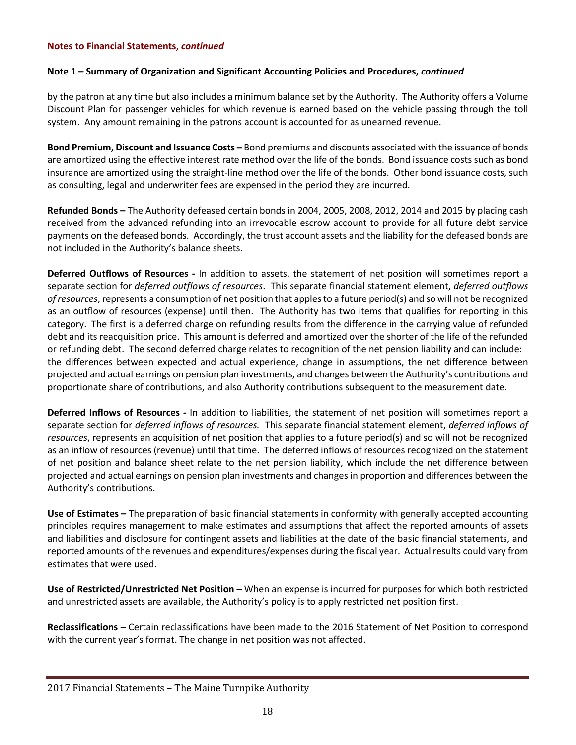**Notes to Financial Statements, *continued***

**Note 1 – Summary of Organization and Significant Accounting Policies and Procedures, *continued***

by the patron at any time but also includes a minimum balance set by the Authority. The Authority offers a Volume Discount Plan for passenger vehicles for which revenue is earned based on the vehicle passing through the toll system. Any amount remaining in the patrons account is accounted for as unearned revenue.

**Bond Premium, Discount and Issuance Costs –** Bond premiums and discounts associated with the issuance of bonds are amortized using the effective interest rate method over the life of the bonds. Bond issuance costs such as bond insurance are amortized using the straight-line method over the life of the bonds. Other bond issuance costs, such as consulting, legal and underwriter fees are expensed in the period they are incurred.

**Refunded Bonds –** The Authority defeased certain bonds in 2004, 2005, 2008, 2012, 2014 and 2015 by placing cash received from the advanced refunding into an irrevocable escrow account to provide for all future debt service payments on the defeased bonds. Accordingly, the trust account assets and the liability for the defeased bonds are not included in the Authority's balance sheets.

**Deferred Outflows of Resources -** In addition to assets, the statement of net position will sometimes report a separate section for *deferred outflows of resources*. This separate financial statement element, *deferred outflows of resources*, represents a consumption of net position that apples to a future period(s) and so will not be recognized as an outflow of resources (expense) until then. The Authority has two items that qualifies for reporting in this category. The first is a deferred charge on refunding results from the difference in the carrying value of refunded debt and its reacquisition price. This amount is deferred and amortized over the shorter of the life of the refunded or refunding debt. The second deferred charge relates to recognition of the net pension liability and can include: the differences between expected and actual experience, change in assumptions, the net difference between projected and actual earnings on pension plan investments, and changes between the Authority's contributions and proportionate share of contributions, and also Authority contributions subsequent to the measurement date.

**Deferred Inflows of Resources -** In addition to liabilities, the statement of net position will sometimes report a separate section for *deferred inflows of resources.* This separate financial statement element, *deferred inflows of resources*, represents an acquisition of net position that applies to a future period(s) and so will not be recognized as an inflow of resources (revenue) until that time. The deferred inflows of resources recognized on the statement of net position and balance sheet relate to the net pension liability, which include the net difference between projected and actual earnings on pension plan investments and changes in proportion and differences between the Authority's contributions.

**Use of Estimates –** The preparation of basic financial statements in conformity with generally accepted accounting principles requires management to make estimates and assumptions that affect the reported amounts of assets and liabilities and disclosure for contingent assets and liabilities at the date of the basic financial statements, and reported amounts of the revenues and expenditures/expenses during the fiscal year. Actual results could vary from estimates that were used.

**Use of Restricted/Unrestricted Net Position –** When an expense is incurred for purposes for which both restricted and unrestricted assets are available, the Authority's policy is to apply restricted net position first.

**Reclassifications** – Certain reclassifications have been made to the 2016 Statement of Net Position to correspond with the current year's format. The change in net position was not affected.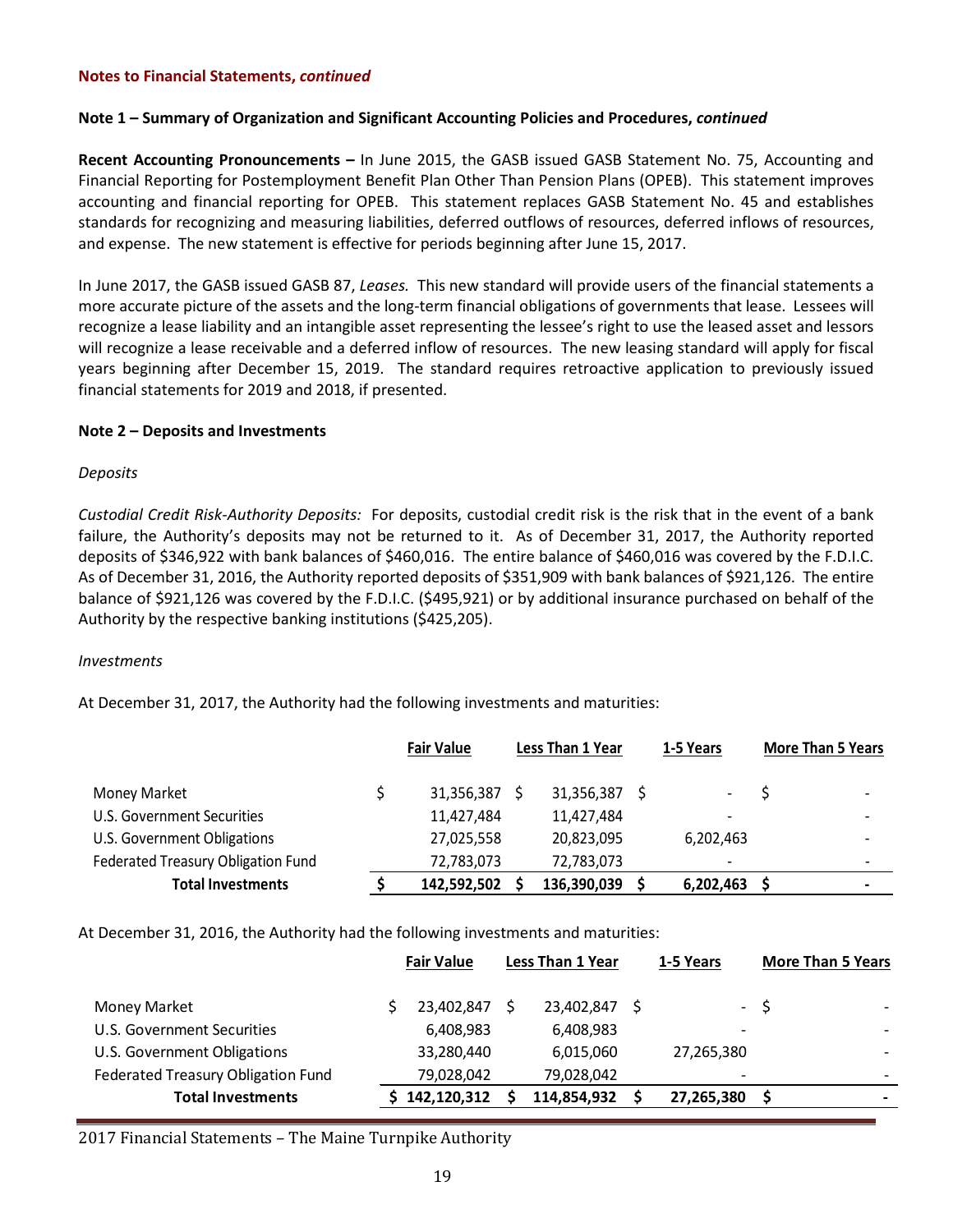**Notes to Financial Statements, *continued***

**Note 1 – Summary of Organization and Significant Accounting Policies and Procedures, *continued***

**Recent Accounting Pronouncements –** In June 2015, the GASB issued GASB Statement No. 75, Accounting and Financial Reporting for Postemployment Benefit Plan Other Than Pension Plans (OPEB). This statement improves accounting and financial reporting for OPEB. This statement replaces GASB Statement No. 45 and establishes standards for recognizing and measuring liabilities, deferred outflows of resources, deferred inflows of resources, and expense. The new statement is effective for periods beginning after June 15, 2017.

In June 2017, the GASB issued GASB 87, *Leases.* This new standard will provide users of the financial statements a more accurate picture of the assets and the long-term financial obligations of governments that lease. Lessees will recognize a lease liability and an intangible asset representing the lessee's right to use the leased asset and lessors will recognize a lease receivable and a deferred inflow of resources. The new leasing standard will apply for fiscal years beginning after December 15, 2019. The standard requires retroactive application to previously issued financial statements for 2019 and 2018, if presented.

**Note 2 – Deposits and Investments**

*Deposits*

*Custodial Credit Risk-Authority Deposits:* For deposits, custodial credit risk is the risk that in the event of a bank failure, the Authority's deposits may not be returned to it. As of December 31, 2017, the Authority reported deposits of $346,922 with bank balances of $460,016. The entire balance of $460,016 was covered by the F.D.I.C. As of December 31, 2016, the Authority reported deposits of $351,909 with bank balances of $921,126. The entire balance of $921,126 was covered by the F.D.I.C. ($495,921) or by additional insurance purchased on behalf of the Authority by the respective banking institutions ($425,205).

*Investments*

At December 31, 2017, the Authority had the following investments and maturities:

| | Fair Value | Less Than 1 Year | 1-5 Years | More Than 5 Years |
|---|---|---|---|---|
| Money Market | $ 31,356,387 | $ 31,356,387 | $ - | $ - |
| U.S. Government Securities | 11,427,484 | 11,427,484 | - | - |
| U.S. Government Obligations | 27,025,558 | 20,823,095 | 6,202,463 | - |
| Federated Treasury Obligation Fund | 72,783,073 | 72,783,073 | - | - |
| **Total Investments** | **$ 142,592,502** | **$ 136,390,039** | **$ 6,202,463** | **$ -** |

At December 31, 2016, the Authority had the following investments and maturities:

| | Fair Value | Less Than 1 Year | 1-5 Years | More Than 5 Years |
|---|---|---|---|---|
| Money Market | $ 23,402,847 | $ 23,402,847 | $ - | $ - |
| U.S. Government Securities | 6,408,983 | 6,408,983 | - | - |
| U.S. Government Obligations | 33,280,440 | 6,015,060 | 27,265,380 | - |
| Federated Treasury Obligation Fund | 79,028,042 | 79,028,042 | - | - |
| **Total Investments** | **$ 142,120,312** | **$ 114,854,932** | **$ 27,265,380** | **$ -** |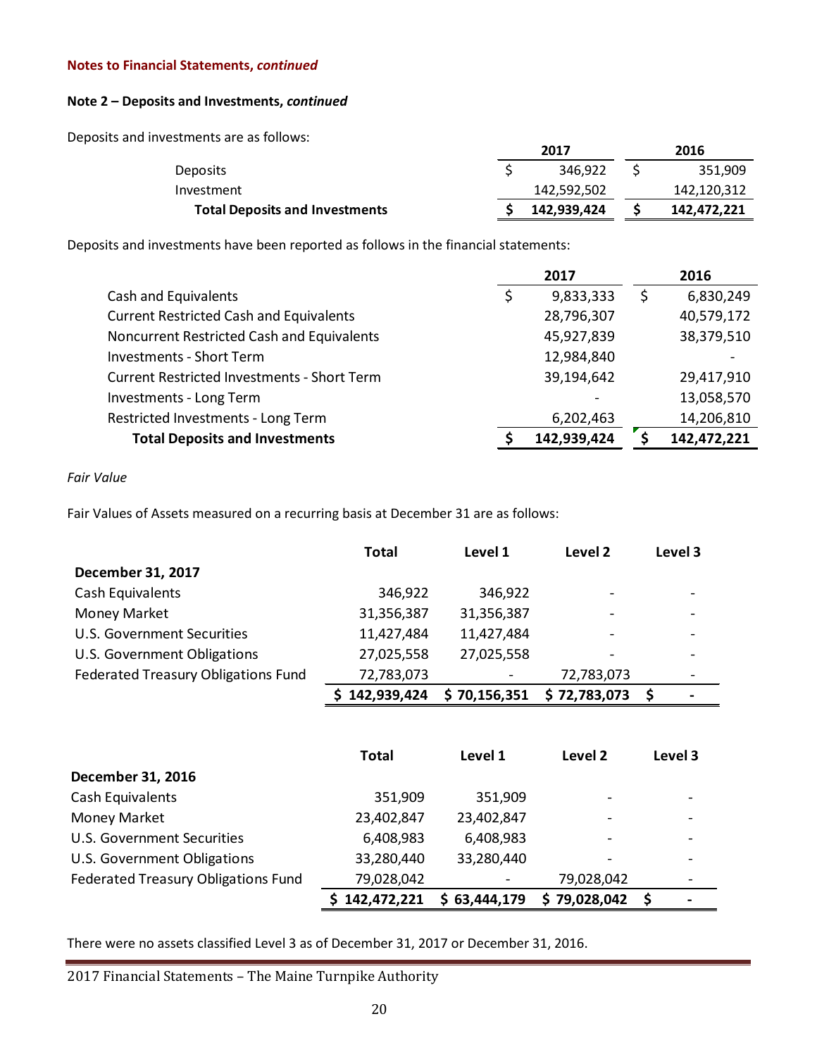**Notes to Financial Statements, *continued***

**Note 2 – Deposits and Investments, *continued***

Deposits and investments are as follows:

| | 2017 | 2016 |
|---|---|---|
| Deposits | $ 346,922 | $ 351,909 |
| Investment | 142,592,502 | 142,120,312 |
| **Total Deposits and Investments** | **$ 142,939,424** | **$ 142,472,221** |

Deposits and investments have been reported as follows in the financial statements:

| | 2017 | 2016 |
|---|---|---|
| Cash and Equivalents | $ 9,833,333 | $ 6,830,249 |
| Current Restricted Cash and Equivalents | 28,796,307 | 40,579,172 |
| Noncurrent Restricted Cash and Equivalents | 45,927,839 | 38,379,510 |
| Investments - Short Term | 12,984,840 | - |
| Current Restricted Investments - Short Term | 39,194,642 | 29,417,910 |
| Investments - Long Term | - | 13,058,570 |
| Restricted Investments - Long Term | 6,202,463 | 14,206,810 |
| **Total Deposits and Investments** | **$ 142,939,424** | **$ 142,472,221** |

*Fair Value*

Fair Values of Assets measured on a recurring basis at December 31 are as follows:

| | Total | Level 1 | Level 2 | Level 3 |
|---|---|---|---|---|
| **December 31, 2017** | | | | |
| Cash Equivalents | 346,922 | 346,922 | - | - |
| Money Market | 31,356,387 | 31,356,387 | - | - |
| U.S. Government Securities | 11,427,484 | 11,427,484 | - | - |
| U.S. Government Obligations | 27,025,558 | 27,025,558 | - | - |
| Federated Treasury Obligations Fund | 72,783,073 | - | 72,783,073 | - |
| | **$ 142,939,424** | **$ 70,156,351** | **$ 72,783,073** | **$ -** |

| | Total | Level 1 | Level 2 | Level 3 |
|---|---|---|---|---|
| **December 31, 2016** | | | | |
| Cash Equivalents | 351,909 | 351,909 | - | - |
| Money Market | 23,402,847 | 23,402,847 | - | - |
| U.S. Government Securities | 6,408,983 | 6,408,983 | - | - |
| U.S. Government Obligations | 33,280,440 | 33,280,440 | - | - |
| Federated Treasury Obligations Fund | 79,028,042 | - | 79,028,042 | - |
| | **$ 142,472,221** | **$ 63,444,179** | **$ 79,028,042** | **$ -** |

There were no assets classified Level 3 as of December 31, 2017 or December 31, 2016.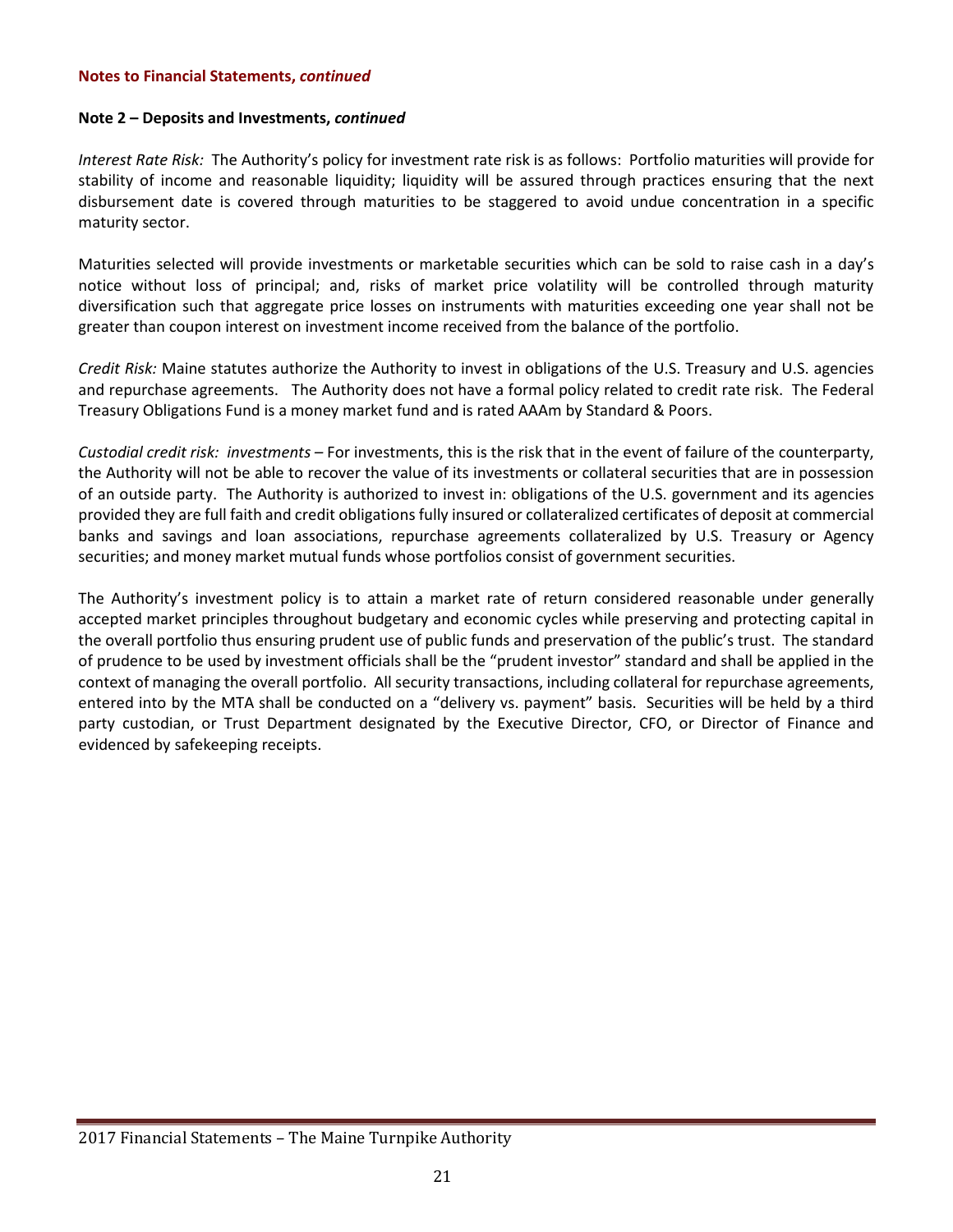**Notes to Financial Statements, *continued***

**Note 2 – Deposits and Investments, *continued***

*Interest Rate Risk:* The Authority's policy for investment rate risk is as follows: Portfolio maturities will provide for stability of income and reasonable liquidity; liquidity will be assured through practices ensuring that the next disbursement date is covered through maturities to be staggered to avoid undue concentration in a specific maturity sector.

Maturities selected will provide investments or marketable securities which can be sold to raise cash in a day's notice without loss of principal; and, risks of market price volatility will be controlled through maturity diversification such that aggregate price losses on instruments with maturities exceeding one year shall not be greater than coupon interest on investment income received from the balance of the portfolio.

*Credit Risk:* Maine statutes authorize the Authority to invest in obligations of the U.S. Treasury and U.S. agencies and repurchase agreements. The Authority does not have a formal policy related to credit rate risk. The Federal Treasury Obligations Fund is a money market fund and is rated AAAm by Standard & Poors.

*Custodial credit risk: investments* – For investments, this is the risk that in the event of failure of the counterparty, the Authority will not be able to recover the value of its investments or collateral securities that are in possession of an outside party. The Authority is authorized to invest in: obligations of the U.S. government and its agencies provided they are full faith and credit obligations fully insured or collateralized certificates of deposit at commercial banks and savings and loan associations, repurchase agreements collateralized by U.S. Treasury or Agency securities; and money market mutual funds whose portfolios consist of government securities.

The Authority's investment policy is to attain a market rate of return considered reasonable under generally accepted market principles throughout budgetary and economic cycles while preserving and protecting capital in the overall portfolio thus ensuring prudent use of public funds and preservation of the public's trust. The standard of prudence to be used by investment officials shall be the "prudent investor" standard and shall be applied in the context of managing the overall portfolio. All security transactions, including collateral for repurchase agreements, entered into by the MTA shall be conducted on a "delivery vs. payment" basis. Securities will be held by a third party custodian, or Trust Department designated by the Executive Director, CFO, or Director of Finance and evidenced by safekeeping receipts.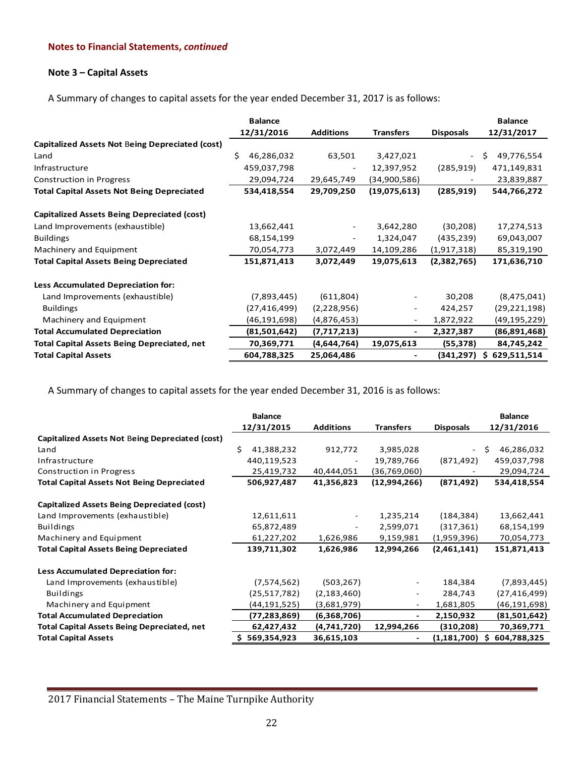**Notes to Financial Statements, *continued***

**Note 3 – Capital Assets**

A Summary of changes to capital assets for the year ended December 31, 2017 is as follows:

| | Balance 12/31/2016 | Additions | Transfers | Disposals | Balance 12/31/2017 |
|---|---|---|---|---|---|
| **Capitalized Assets Not Being Depreciated (cost)** | | | | | |
| Land | $ 46,286,032 | 63,501 | 3,427,021 | - | $ 49,776,554 |
| Infrastructure | 459,037,798 | - | 12,397,952 | (285,919) | 471,149,831 |
| Construction in Progress | 29,094,724 | 29,645,749 | (34,900,586) | - | 23,839,887 |
| **Total Capital Assets Not Being Depreciated** | **534,418,554** | **29,709,250** | **(19,075,613)** | **(285,919)** | **544,766,272** |
| **Capitalized Assets Being Depreciated (cost)** | | | | | |
| Land Improvements (exhaustible) | 13,662,441 | - | 3,642,280 | (30,208) | 17,274,513 |
| Buildings | 68,154,199 | - | 1,324,047 | (435,239) | 69,043,007 |
| Machinery and Equipment | 70,054,773 | 3,072,449 | 14,109,286 | (1,917,318) | 85,319,190 |
| **Total Capital Assets Being Depreciated** | **151,871,413** | **3,072,449** | **19,075,613** | **(2,382,765)** | **171,636,710** |
| **Less Accumulated Depreciation for:** | | | | | |
| Land Improvements (exhaustible) | (7,893,445) | (611,804) | - | 30,208 | (8,475,041) |
| Buildings | (27,416,499) | (2,228,956) | - | 424,257 | (29,221,198) |
| Machinery and Equipment | (46,191,698) | (4,876,453) | - | 1,872,922 | (49,195,229) |
| **Total Accumulated Depreciation** | **(81,501,642)** | **(7,717,213)** | **-** | **2,327,387** | **(86,891,468)** |
| **Total Capital Assets Being Depreciated, net** | **70,369,771** | **(4,644,764)** | **19,075,613** | **(55,378)** | **84,745,242** |
| **Total Capital Assets** | **604,788,325** | **25,064,486** | **-** | **(341,297)** | **$ 629,511,514** |

A Summary of changes to capital assets for the year ended December 31, 2016 is as follows:

| | Balance 12/31/2015 | Additions | Transfers | Disposals | Balance 12/31/2016 |
|---|---|---|---|---|---|
| **Capitalized Assets Not Being Depreciated (cost)** | | | | | |
| Land | $ 41,388,232 | 912,772 | 3,985,028 | - | $ 46,286,032 |
| Infrastructure | 440,119,523 | - | 19,789,766 | (871,492) | 459,037,798 |
| Construction in Progress | 25,419,732 | 40,444,051 | (36,769,060) | - | 29,094,724 |
| **Total Capital Assets Not Being Depreciated** | **506,927,487** | **41,356,823** | **(12,994,266)** | **(871,492)** | **534,418,554** |
| **Capitalized Assets Being Depreciated (cost)** | | | | | |
| Land Improvements (exhaustible) | 12,611,611 | - | 1,235,214 | (184,384) | 13,662,441 |
| Buildings | 65,872,489 | - | 2,599,071 | (317,361) | 68,154,199 |
| Machinery and Equipment | 61,227,202 | 1,626,986 | 9,159,981 | (1,959,396) | 70,054,773 |
| **Total Capital Assets Being Depreciated** | **139,711,302** | **1,626,986** | **12,994,266** | **(2,461,141)** | **151,871,413** |
| **Less Accumulated Depreciation for:** | | | | | |
| Land Improvements (exhaustible) | (7,574,562) | (503,267) | - | 184,384 | (7,893,445) |
| Buildings | (25,517,782) | (2,183,460) | - | 284,743 | (27,416,499) |
| Machinery and Equipment | (44,191,525) | (3,681,979) | - | 1,681,805 | (46,191,698) |
| **Total Accumulated Depreciation** | **(77,283,869)** | **(6,368,706)** | **-** | **2,150,932** | **(81,501,642)** |
| **Total Capital Assets Being Depreciated, net** | **62,427,432** | **(4,741,720)** | **12,994,266** | **(310,208)** | **70,369,771** |
| **Total Capital Assets** | **$ 569,354,923** | **36,615,103** | **-** | **(1,181,700)** | **$ 604,788,325** |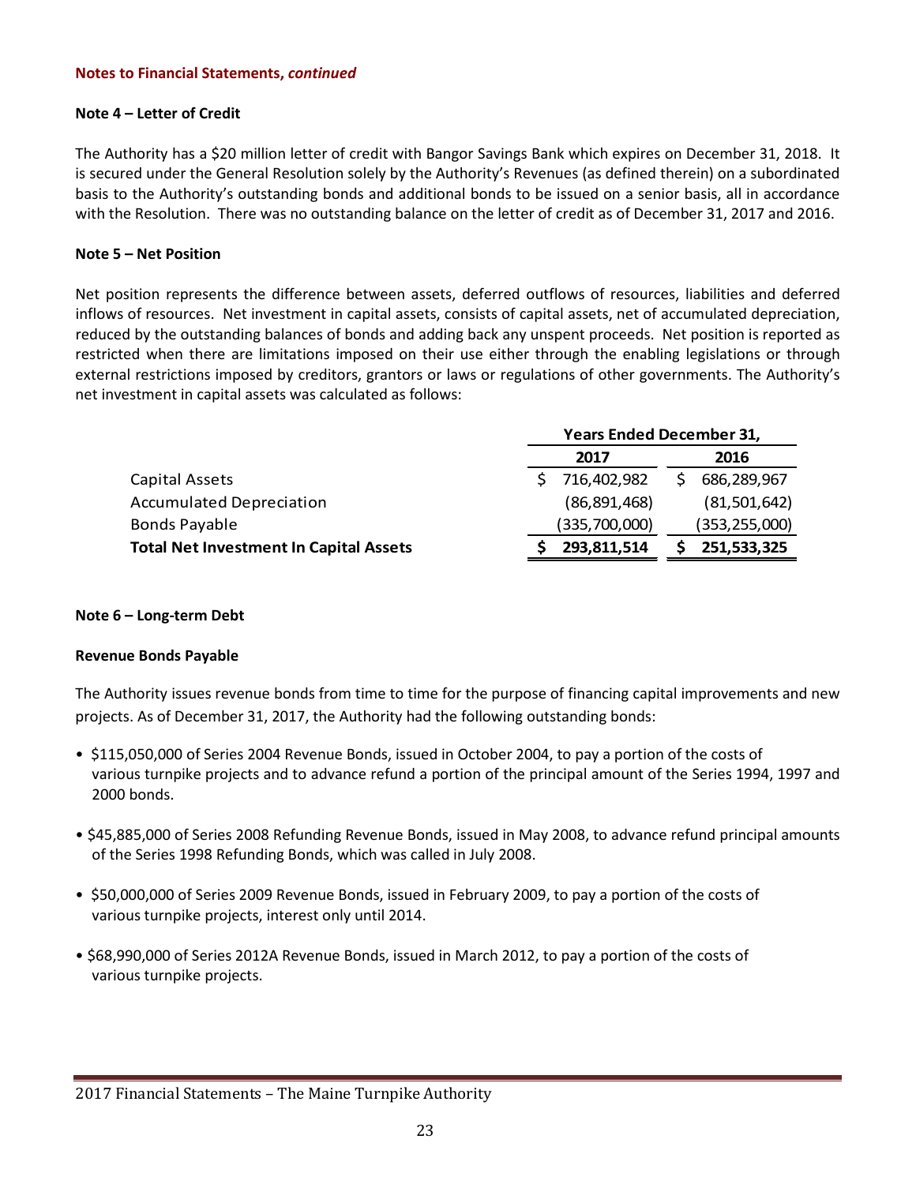**Notes to Financial Statements, *continued***

**Note 4 – Letter of Credit**

The Authority has a $20 million letter of credit with Bangor Savings Bank which expires on December 31, 2018. It is secured under the General Resolution solely by the Authority's Revenues (as defined therein) on a subordinated basis to the Authority's outstanding bonds and additional bonds to be issued on a senior basis, all in accordance with the Resolution. There was no outstanding balance on the letter of credit as of December 31, 2017 and 2016.

**Note 5 – Net Position**

Net position represents the difference between assets, deferred outflows of resources, liabilities and deferred inflows of resources. Net investment in capital assets, consists of capital assets, net of accumulated depreciation, reduced by the outstanding balances of bonds and adding back any unspent proceeds. Net position is reported as restricted when there are limitations imposed on their use either through the enabling legislations or through external restrictions imposed by creditors, grantors or laws or regulations of other governments. The Authority's net investment in capital assets was calculated as follows:

| | Years Ended December 31, | |
|---|---|---|
| | **2017** | **2016** |
| Capital Assets | $ 716,402,982 | $ 686,289,967 |
| Accumulated Depreciation | (86,891,468) | (81,501,642) |
| Bonds Payable | (335,700,000) | (353,255,000) |
| **Total Net Investment In Capital Assets** | **$ 293,811,514** | **$ 251,533,325** |

**Note 6 – Long-term Debt**

**Revenue Bonds Payable**

The Authority issues revenue bonds from time to time for the purpose of financing capital improvements and new projects. As of December 31, 2017, the Authority had the following outstanding bonds:

- $115,050,000 of Series 2004 Revenue Bonds, issued in October 2004, to pay a portion of the costs of various turnpike projects and to advance refund a portion of the principal amount of the Series 1994, 1997 and 2000 bonds.
- $45,885,000 of Series 2008 Refunding Revenue Bonds, issued in May 2008, to advance refund principal amounts of the Series 1998 Refunding Bonds, which was called in July 2008.
- $50,000,000 of Series 2009 Revenue Bonds, issued in February 2009, to pay a portion of the costs of various turnpike projects, interest only until 2014.
- $68,990,000 of Series 2012A Revenue Bonds, issued in March 2012, to pay a portion of the costs of various turnpike projects.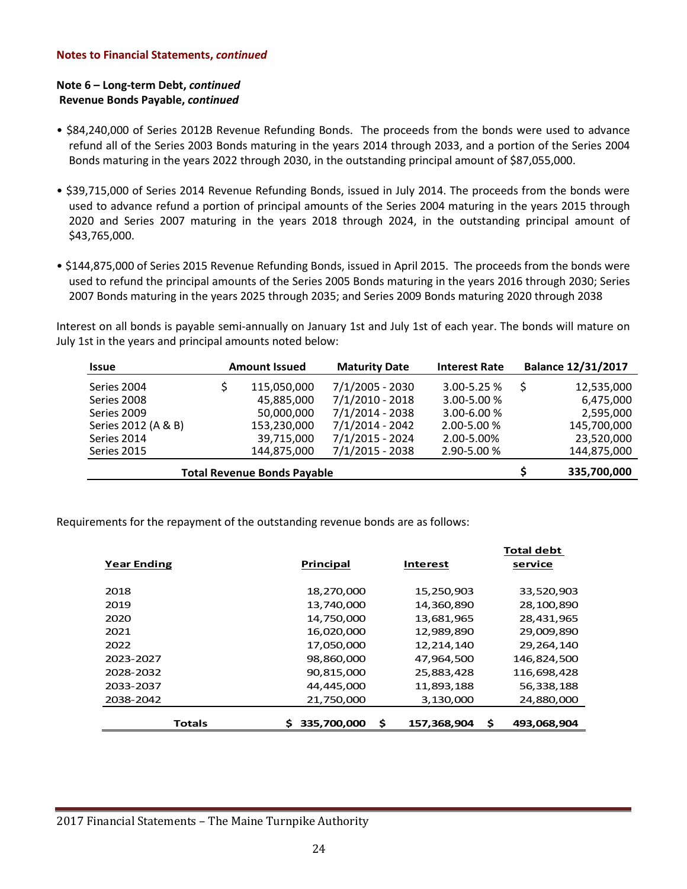**Notes to Financial Statements, *continued***

**Note 6 – Long-term Debt, *continued***
**Revenue Bonds Payable, *continued***

- $84,240,000 of Series 2012B Revenue Refunding Bonds. The proceeds from the bonds were used to advance refund all of the Series 2003 Bonds maturing in the years 2014 through 2033, and a portion of the Series 2004 Bonds maturing in the years 2022 through 2030, in the outstanding principal amount of $87,055,000.

- $39,715,000 of Series 2014 Revenue Refunding Bonds, issued in July 2014. The proceeds from the bonds were used to advance refund a portion of principal amounts of the Series 2004 maturing in the years 2015 through 2020 and Series 2007 maturing in the years 2018 through 2024, in the outstanding principal amount of $43,765,000.

- $144,875,000 of Series 2015 Revenue Refunding Bonds, issued in April 2015. The proceeds from the bonds were used to refund the principal amounts of the Series 2005 Bonds maturing in the years 2016 through 2030; Series 2007 Bonds maturing in the years 2025 through 2035; and Series 2009 Bonds maturing 2020 through 2038

Interest on all bonds is payable semi-annually on January 1st and July 1st of each year. The bonds will mature on July 1st in the years and principal amounts noted below:

| Issue | Amount Issued | Maturity Date | Interest Rate | Balance 12/31/2017 |
|---|---|---|---|---|
| Series 2004 | $ 115,050,000 | 7/1/2005 - 2030 | 3.00-5.25 % | $ 12,535,000 |
| Series 2008 | 45,885,000 | 7/1/2010 - 2018 | 3.00-5.00 % | 6,475,000 |
| Series 2009 | 50,000,000 | 7/1/2014 - 2038 | 3.00-6.00 % | 2,595,000 |
| Series 2012 (A & B) | 153,230,000 | 7/1/2014 - 2042 | 2.00-5.00 % | 145,700,000 |
| Series 2014 | 39,715,000 | 7/1/2015 - 2024 | 2.00-5.00% | 23,520,000 |
| Series 2015 | 144,875,000 | 7/1/2015 - 2038 | 2.90-5.00 % | 144,875,000 |
| **Total Revenue Bonds Payable** | | | | **$ 335,700,000** |

Requirements for the repayment of the outstanding revenue bonds are as follows:

| Year Ending | Principal | Interest | Total debt service |
|---|---|---|---|
| 2018 | 18,270,000 | 15,250,903 | 33,520,903 |
| 2019 | 13,740,000 | 14,360,890 | 28,100,890 |
| 2020 | 14,750,000 | 13,681,965 | 28,431,965 |
| 2021 | 16,020,000 | 12,989,890 | 29,009,890 |
| 2022 | 17,050,000 | 12,214,140 | 29,264,140 |
| 2023-2027 | 98,860,000 | 47,964,500 | 146,824,500 |
| 2028-2032 | 90,815,000 | 25,883,428 | 116,698,428 |
| 2033-2037 | 44,445,000 | 11,893,188 | 56,338,188 |
| 2038-2042 | 21,750,000 | 3,130,000 | 24,880,000 |
| **Totals** | **$ 335,700,000** | **$ 157,368,904** | **$ 493,068,904** |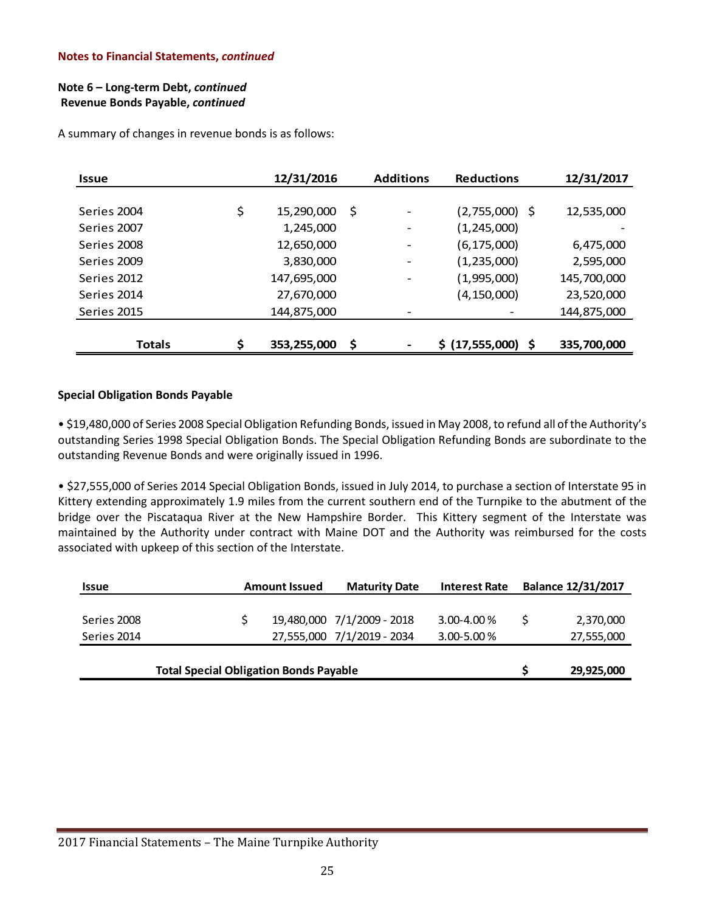**Notes to Financial Statements, *continued***

**Note 6 – Long-term Debt, *continued***
**Revenue Bonds Payable, *continued***

A summary of changes in revenue bonds is as follows:

| Issue | 12/31/2016 | Additions | Reductions | 12/31/2017 |
|---|---|---|---|---|
| Series 2004 | $ 15,290,000 | $ - | (2,755,000) | $ 12,535,000 |
| Series 2007 | 1,245,000 | - | (1,245,000) | - |
| Series 2008 | 12,650,000 | - | (6,175,000) | 6,475,000 |
| Series 2009 | 3,830,000 | - | (1,235,000) | 2,595,000 |
| Series 2012 | 147,695,000 | - | (1,995,000) | 145,700,000 |
| Series 2014 | 27,670,000 | | (4,150,000) | 23,520,000 |
| Series 2015 | 144,875,000 | - | - | 144,875,000 |
| **Totals** | **$ 353,255,000** | **$ -** | **$ (17,555,000)** | **$ 335,700,000** |

**Special Obligation Bonds Payable**

• $19,480,000 of Series 2008 Special Obligation Refunding Bonds, issued in May 2008, to refund all of the Authority's outstanding Series 1998 Special Obligation Bonds. The Special Obligation Refunding Bonds are subordinate to the outstanding Revenue Bonds and were originally issued in 1996.

• $27,555,000 of Series 2014 Special Obligation Bonds, issued in July 2014, to purchase a section of Interstate 95 in Kittery extending approximately 1.9 miles from the current southern end of the Turnpike to the abutment of the bridge over the Piscataqua River at the New Hampshire Border. This Kittery segment of the Interstate was maintained by the Authority under contract with Maine DOT and the Authority was reimbursed for the costs associated with upkeep of this section of the Interstate.

| Issue | Amount Issued | Maturity Date | Interest Rate | Balance 12/31/2017 |
|---|---|---|---|---|
| Series 2008 | $ 19,480,000 | 7/1/2009 - 2018 | 3.00-4.00 % | $ 2,370,000 |
| Series 2014 | 27,555,000 | 7/1/2019 - 2034 | 3.00-5.00 % | 27,555,000 |
| **Total Special Obligation Bonds Payable** | | | | **$ 29,925,000** |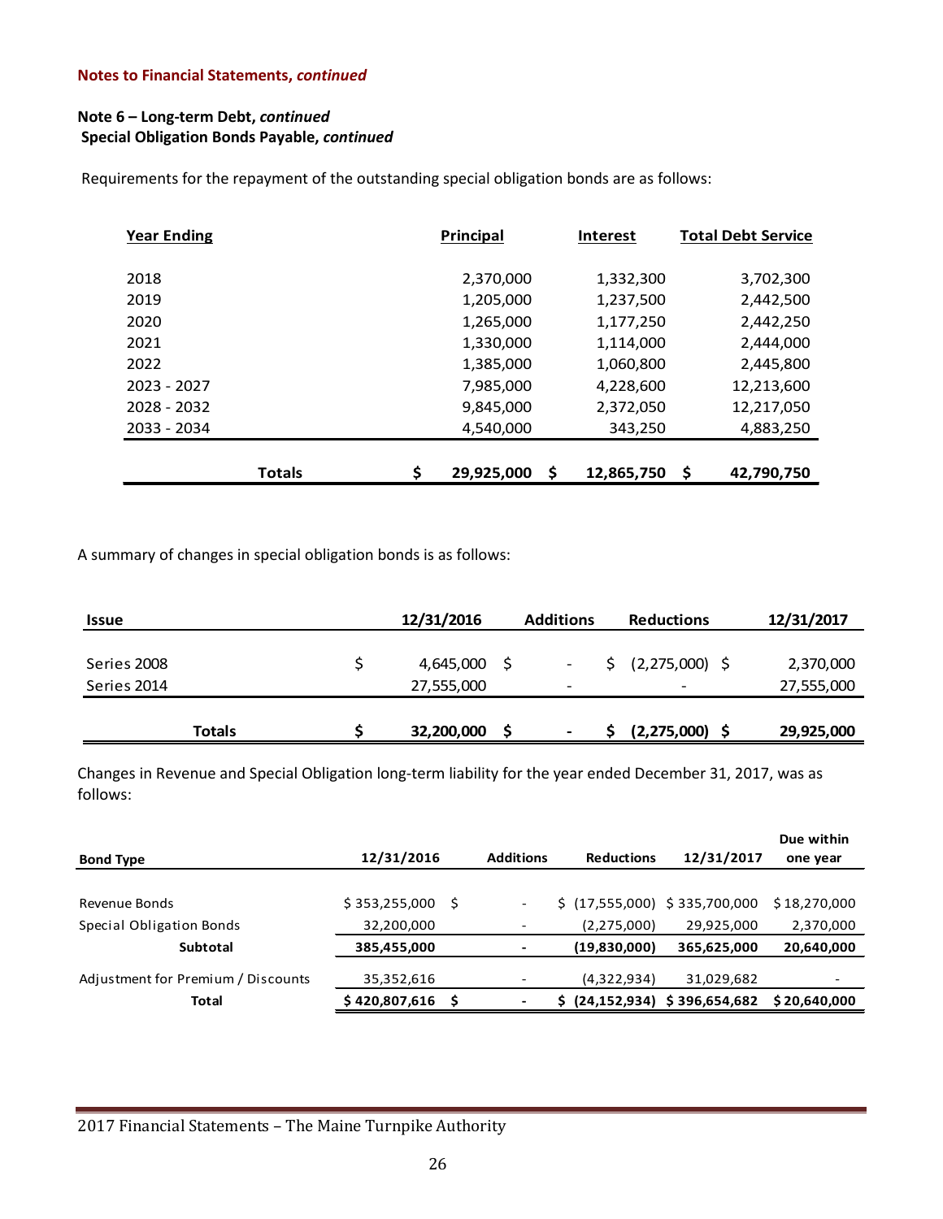**Notes to Financial Statements, *continued***

**Note 6 – Long-term Debt, *continued***
**Special Obligation Bonds Payable, *continued***

Requirements for the repayment of the outstanding special obligation bonds are as follows:

| Year Ending | Principal | Interest | Total Debt Service |
|---|---|---|---|
| 2018 | 2,370,000 | 1,332,300 | 3,702,300 |
| 2019 | 1,205,000 | 1,237,500 | 2,442,500 |
| 2020 | 1,265,000 | 1,177,250 | 2,442,250 |
| 2021 | 1,330,000 | 1,114,000 | 2,444,000 |
| 2022 | 1,385,000 | 1,060,800 | 2,445,800 |
| 2023 - 2027 | 7,985,000 | 4,228,600 | 12,213,600 |
| 2028 - 2032 | 9,845,000 | 2,372,050 | 12,217,050 |
| 2033 - 2034 | 4,540,000 | 343,250 | 4,883,250 |
| **Totals** | **$ 29,925,000** | **$ 12,865,750** | **$ 42,790,750** |

A summary of changes in special obligation bonds is as follows:

| Issue | 12/31/2016 | Additions | Reductions | 12/31/2017 |
|---|---|---|---|---|
| Series 2008 | $ 4,645,000 | $ - | $ (2,275,000) | $ 2,370,000 |
| Series 2014 | 27,555,000 | - | - | 27,555,000 |
| **Totals** | **$ 32,200,000** | **$ -** | **$ (2,275,000)** | **$ 29,925,000** |

Changes in Revenue and Special Obligation long-term liability for the year ended December 31, 2017, was as follows:

| Bond Type | 12/31/2016 | Additions | Reductions | 12/31/2017 | Due within one year |
|---|---|---|---|---|---|
| Revenue Bonds | $ 353,255,000 | $ - | $ (17,555,000) | $ 335,700,000 | $ 18,270,000 |
| Special Obligation Bonds | 32,200,000 | - | (2,275,000) | 29,925,000 | 2,370,000 |
| **Subtotal** | **385,455,000** | **-** | **(19,830,000)** | **365,625,000** | **20,640,000** |
| Adjustment for Premium / Discounts | 35,352,616 | - | (4,322,934) | 31,029,682 | - |
| **Total** | **$ 420,807,616** | **$ -** | **$ (24,152,934)** | **$ 396,654,682** | **$ 20,640,000** |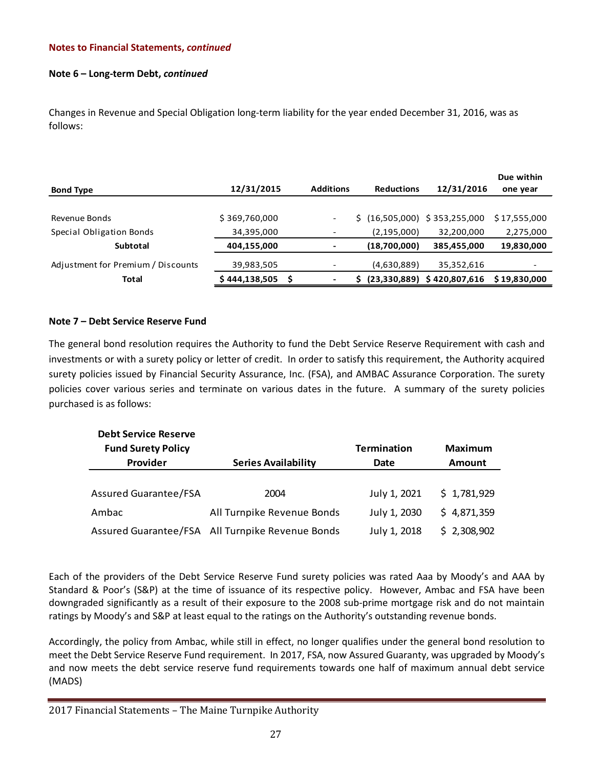**Notes to Financial Statements, *continued***

**Note 6 – Long-term Debt, *continued***

Changes in Revenue and Special Obligation long-term liability for the year ended December 31, 2016, was as follows:

| Bond Type | 12/31/2015 | Additions | Reductions | 12/31/2016 | Due within one year |
|---|---|---|---|---|---|
| Revenue Bonds | $ 369,760,000 | - | $ (16,505,000) | $ 353,255,000 | $ 17,555,000 |
| Special Obligation Bonds | 34,395,000 | - | (2,195,000) | 32,200,000 | 2,275,000 |
| **Subtotal** | **404,155,000** | **-** | **(18,700,000)** | **385,455,000** | **19,830,000** |
| Adjustment for Premium / Discounts | 39,983,505 | - | (4,630,889) | 35,352,616 | - |
| **Total** | **$ 444,138,505** | **$ -** | **$ (23,330,889)** | **$ 420,807,616** | **$ 19,830,000** |

**Note 7 – Debt Service Reserve Fund**

The general bond resolution requires the Authority to fund the Debt Service Reserve Requirement with cash and investments or with a surety policy or letter of credit. In order to satisfy this requirement, the Authority acquired surety policies issued by Financial Security Assurance, Inc. (FSA), and AMBAC Assurance Corporation. The surety policies cover various series and terminate on various dates in the future. A summary of the surety policies purchased is as follows:

| Debt Service Reserve Fund Surety Policy Provider | Series Availability | Termination Date | Maximum Amount |
|---|---|---|---|
| Assured Guarantee/FSA | 2004 | July 1, 2021 | $ 1,781,929 |
| Ambac | All Turnpike Revenue Bonds | July 1, 2030 | $ 4,871,359 |
| Assured Guarantee/FSA | All Turnpike Revenue Bonds | July 1, 2018 | $ 2,308,902 |

Each of the providers of the Debt Service Reserve Fund surety policies was rated Aaa by Moody's and AAA by Standard & Poor's (S&P) at the time of issuance of its respective policy. However, Ambac and FSA have been downgraded significantly as a result of their exposure to the 2008 sub-prime mortgage risk and do not maintain ratings by Moody's and S&P at least equal to the ratings on the Authority's outstanding revenue bonds.

Accordingly, the policy from Ambac, while still in effect, no longer qualifies under the general bond resolution to meet the Debt Service Reserve Fund requirement. In 2017, FSA, now Assured Guaranty, was upgraded by Moody's and now meets the debt service reserve fund requirements towards one half of maximum annual debt service (MADS)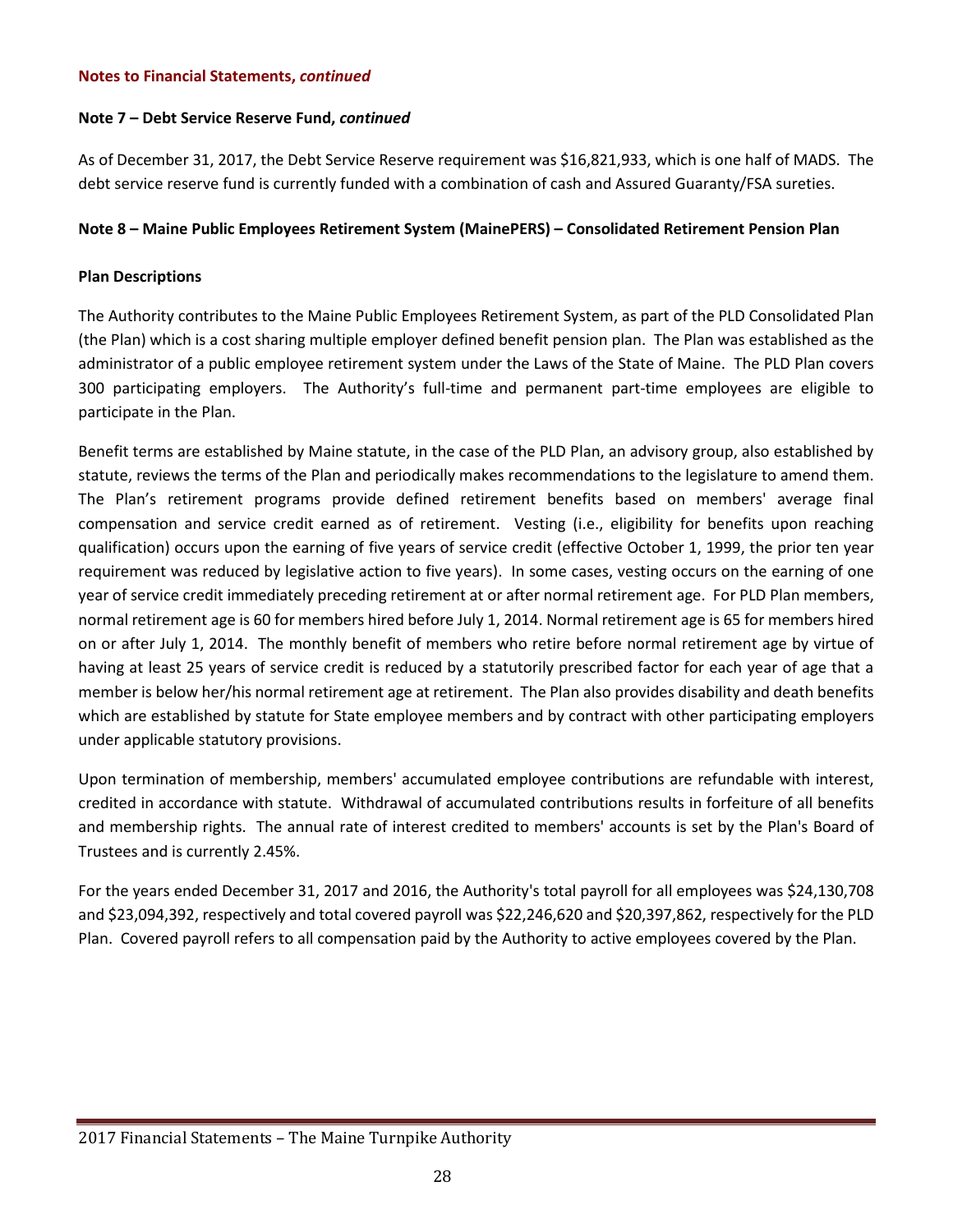**Notes to Financial Statements, *continued***

**Note 7 – Debt Service Reserve Fund, *continued***

As of December 31, 2017, the Debt Service Reserve requirement was $16,821,933, which is one half of MADS. The debt service reserve fund is currently funded with a combination of cash and Assured Guaranty/FSA sureties.

**Note 8 – Maine Public Employees Retirement System (MainePERS) – Consolidated Retirement Pension Plan**

**Plan Descriptions**

The Authority contributes to the Maine Public Employees Retirement System, as part of the PLD Consolidated Plan (the Plan) which is a cost sharing multiple employer defined benefit pension plan. The Plan was established as the administrator of a public employee retirement system under the Laws of the State of Maine. The PLD Plan covers 300 participating employers. The Authority's full-time and permanent part-time employees are eligible to participate in the Plan.

Benefit terms are established by Maine statute, in the case of the PLD Plan, an advisory group, also established by statute, reviews the terms of the Plan and periodically makes recommendations to the legislature to amend them. The Plan's retirement programs provide defined retirement benefits based on members' average final compensation and service credit earned as of retirement. Vesting (i.e., eligibility for benefits upon reaching qualification) occurs upon the earning of five years of service credit (effective October 1, 1999, the prior ten year requirement was reduced by legislative action to five years). In some cases, vesting occurs on the earning of one year of service credit immediately preceding retirement at or after normal retirement age. For PLD Plan members, normal retirement age is 60 for members hired before July 1, 2014. Normal retirement age is 65 for members hired on or after July 1, 2014. The monthly benefit of members who retire before normal retirement age by virtue of having at least 25 years of service credit is reduced by a statutorily prescribed factor for each year of age that a member is below her/his normal retirement age at retirement. The Plan also provides disability and death benefits which are established by statute for State employee members and by contract with other participating employers under applicable statutory provisions.

Upon termination of membership, members' accumulated employee contributions are refundable with interest, credited in accordance with statute. Withdrawal of accumulated contributions results in forfeiture of all benefits and membership rights. The annual rate of interest credited to members' accounts is set by the Plan's Board of Trustees and is currently 2.45%.

For the years ended December 31, 2017 and 2016, the Authority's total payroll for all employees was $24,130,708 and $23,094,392, respectively and total covered payroll was $22,246,620 and $20,397,862, respectively for the PLD Plan. Covered payroll refers to all compensation paid by the Authority to active employees covered by the Plan.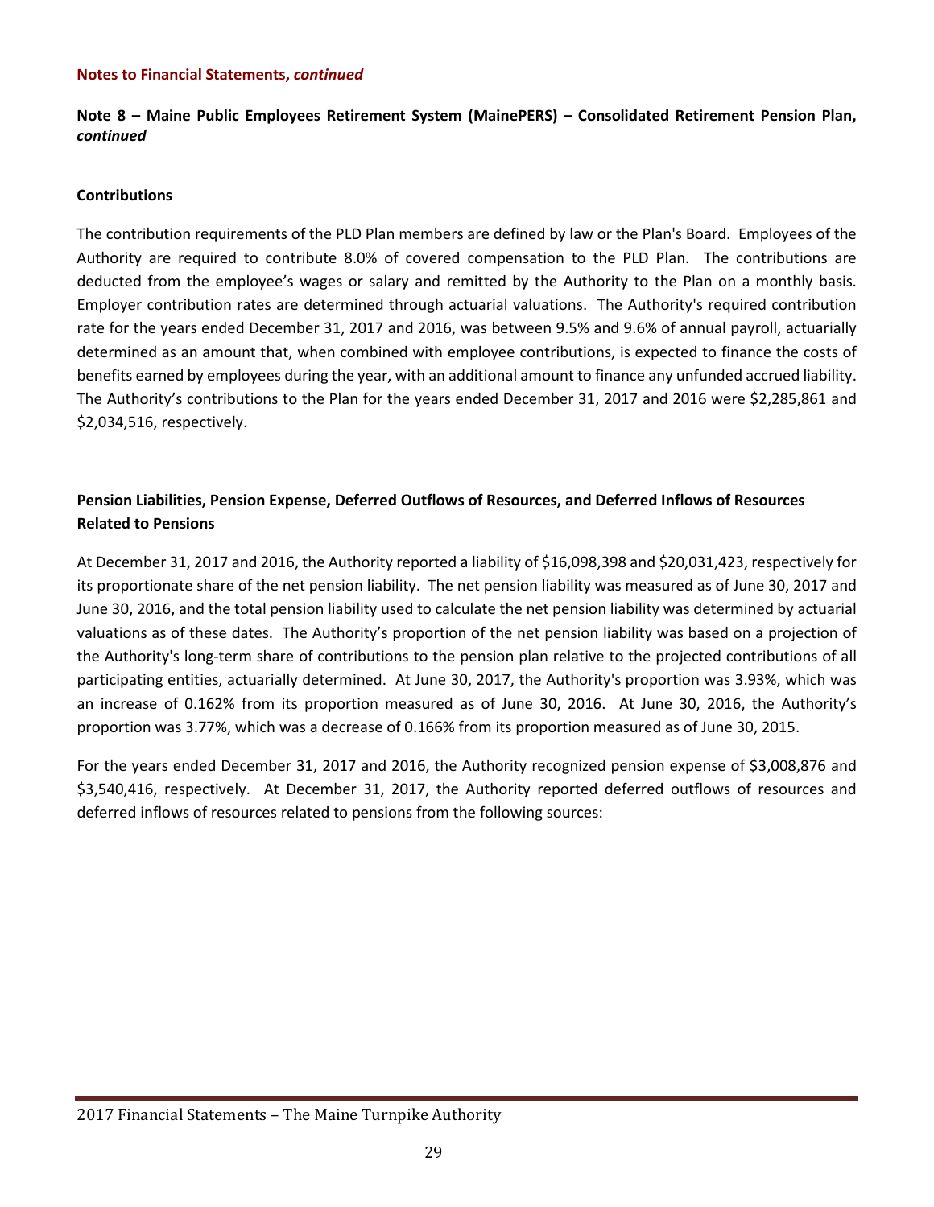**Notes to Financial Statements, *continued***

**Note 8 – Maine Public Employees Retirement System (MainePERS) – Consolidated Retirement Pension Plan, *continued***

**Contributions**

The contribution requirements of the PLD Plan members are defined by law or the Plan's Board. Employees of the Authority are required to contribute 8.0% of covered compensation to the PLD Plan. The contributions are deducted from the employee's wages or salary and remitted by the Authority to the Plan on a monthly basis. Employer contribution rates are determined through actuarial valuations. The Authority's required contribution rate for the years ended December 31, 2017 and 2016, was between 9.5% and 9.6% of annual payroll, actuarially determined as an amount that, when combined with employee contributions, is expected to finance the costs of benefits earned by employees during the year, with an additional amount to finance any unfunded accrued liability. The Authority's contributions to the Plan for the years ended December 31, 2017 and 2016 were $2,285,861 and $2,034,516, respectively.

**Pension Liabilities, Pension Expense, Deferred Outflows of Resources, and Deferred Inflows of Resources Related to Pensions**

At December 31, 2017 and 2016, the Authority reported a liability of $16,098,398 and $20,031,423, respectively for its proportionate share of the net pension liability. The net pension liability was measured as of June 30, 2017 and June 30, 2016, and the total pension liability used to calculate the net pension liability was determined by actuarial valuations as of these dates. The Authority's proportion of the net pension liability was based on a projection of the Authority's long-term share of contributions to the pension plan relative to the projected contributions of all participating entities, actuarially determined. At June 30, 2017, the Authority's proportion was 3.93%, which was an increase of 0.162% from its proportion measured as of June 30, 2016. At June 30, 2016, the Authority's proportion was 3.77%, which was a decrease of 0.166% from its proportion measured as of June 30, 2015.

For the years ended December 31, 2017 and 2016, the Authority recognized pension expense of $3,008,876 and $3,540,416, respectively. At December 31, 2017, the Authority reported deferred outflows of resources and deferred inflows of resources related to pensions from the following sources: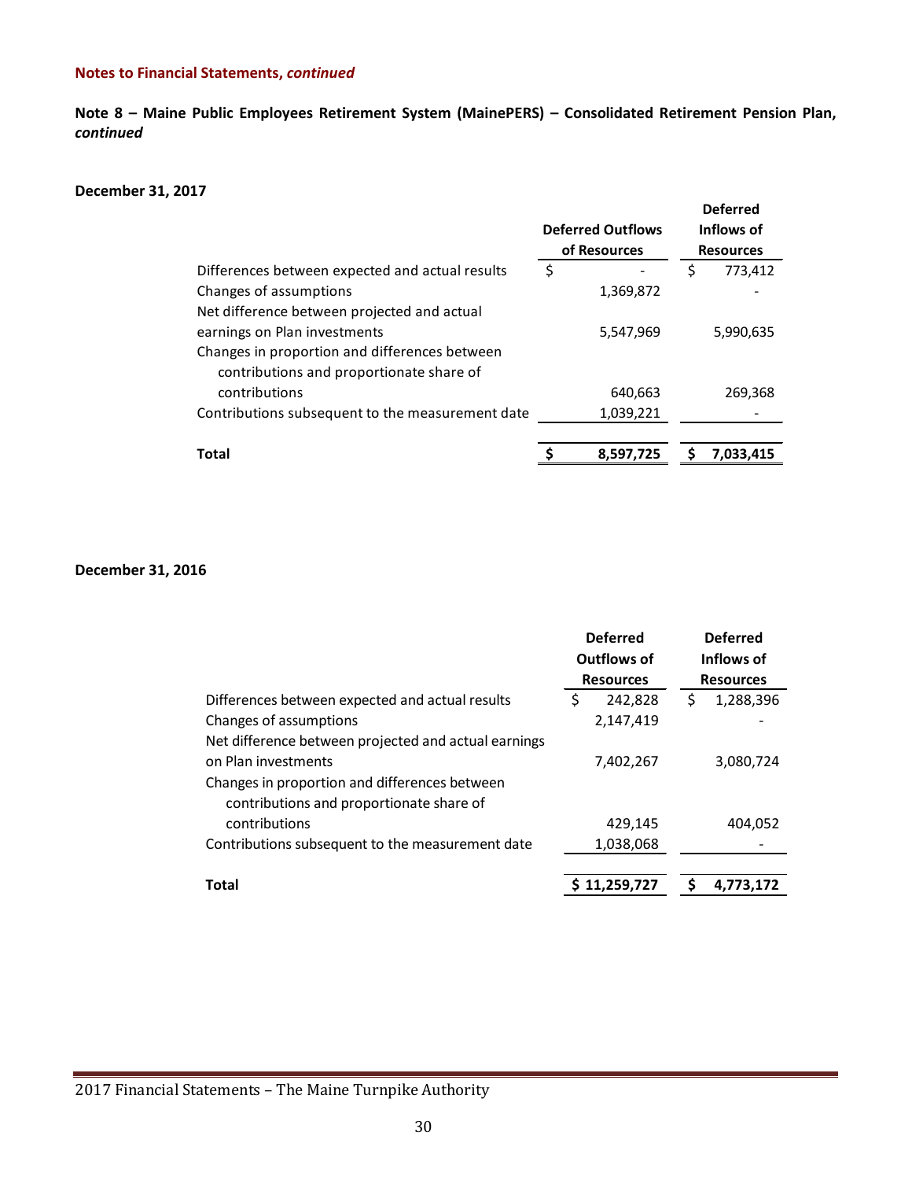**Notes to Financial Statements, *continued***

**Note 8 – Maine Public Employees Retirement System (MainePERS) – Consolidated Retirement Pension Plan, *continued***

**December 31, 2017**

| | Deferred Outflows of Resources | Deferred Inflows of Resources |
|---|---|---|
| Differences between expected and actual results | $ - | $ 773,412 |
| Changes of assumptions | 1,369,872 | - |
| Net difference between projected and actual earnings on Plan investments | 5,547,969 | 5,990,635 |
| Changes in proportion and differences between contributions and proportionate share of contributions | 640,663 | 269,368 |
| Contributions subsequent to the measurement date | 1,039,221 | - |
| **Total** | **$ 8,597,725** | **$ 7,033,415** |

**December 31, 2016**

| | Deferred Outflows of Resources | Deferred Inflows of Resources |
|---|---|---|
| Differences between expected and actual results | $ 242,828 | $ 1,288,396 |
| Changes of assumptions | 2,147,419 | - |
| Net difference between projected and actual earnings on Plan investments | 7,402,267 | 3,080,724 |
| Changes in proportion and differences between contributions and proportionate share of contributions | 429,145 | 404,052 |
| Contributions subsequent to the measurement date | 1,038,068 | - |
| **Total** | **$ 11,259,727** | **$ 4,773,172** |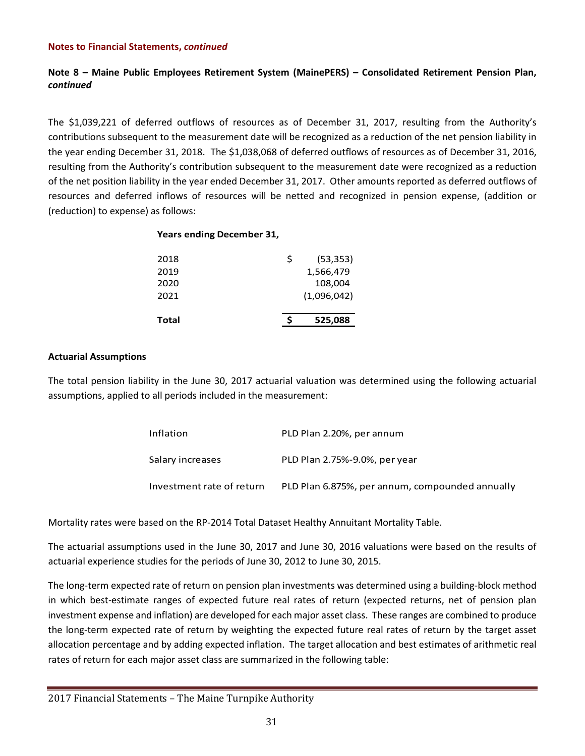**Notes to Financial Statements, *continued***

**Note 8 – Maine Public Employees Retirement System (MainePERS) – Consolidated Retirement Pension Plan, *continued***

The $1,039,221 of deferred outflows of resources as of December 31, 2017, resulting from the Authority's contributions subsequent to the measurement date will be recognized as a reduction of the net pension liability in the year ending December 31, 2018. The $1,038,068 of deferred outflows of resources as of December 31, 2016, resulting from the Authority's contribution subsequent to the measurement date were recognized as a reduction of the net position liability in the year ended December 31, 2017. Other amounts reported as deferred outflows of resources and deferred inflows of resources will be netted and recognized in pension expense, (addition or (reduction) to expense) as follows:

| **Years ending December 31,** | |
|---|---|
| 2018 | $ (53,353) |
| 2019 | 1,566,479 |
| 2020 | 108,004 |
| 2021 | (1,096,042) |
| **Total** | **$ 525,088** |

**Actuarial Assumptions**

The total pension liability in the June 30, 2017 actuarial valuation was determined using the following actuarial assumptions, applied to all periods included in the measurement:

| | |
|---|---|
| Inflation | PLD Plan 2.20%, per annum |
| Salary increases | PLD Plan 2.75%-9.0%, per year |
| Investment rate of return | PLD Plan 6.875%, per annum, compounded annually |

Mortality rates were based on the RP-2014 Total Dataset Healthy Annuitant Mortality Table.

The actuarial assumptions used in the June 30, 2017 and June 30, 2016 valuations were based on the results of actuarial experience studies for the periods of June 30, 2012 to June 30, 2015.

The long-term expected rate of return on pension plan investments was determined using a building-block method in which best-estimate ranges of expected future real rates of return (expected returns, net of pension plan investment expense and inflation) are developed for each major asset class. These ranges are combined to produce the long-term expected rate of return by weighting the expected future real rates of return by the target asset allocation percentage and by adding expected inflation. The target allocation and best estimates of arithmetic real rates of return for each major asset class are summarized in the following table: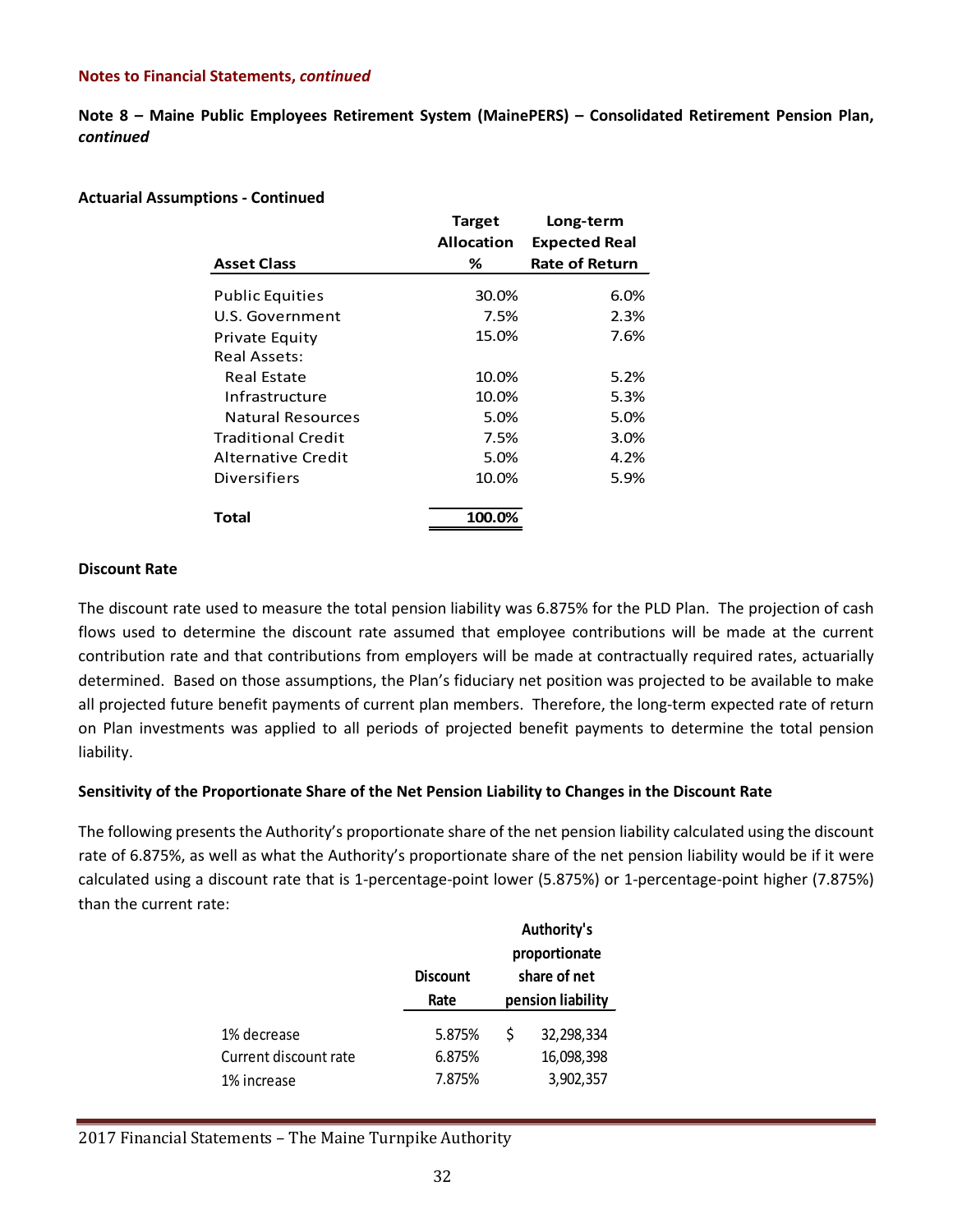**Notes to Financial Statements, *continued***

**Note 8 – Maine Public Employees Retirement System (MainePERS) – Consolidated Retirement Pension Plan, *continued***

**Actuarial Assumptions - Continued**

| Asset Class | Target Allocation % | Long-term Expected Real Rate of Return |
|---|---|---|
| Public Equities | 30.0% | 6.0% |
| U.S. Government | 7.5% | 2.3% |
| Private Equity | 15.0% | 7.6% |
| Real Assets: | | |
| Real Estate | 10.0% | 5.2% |
| Infrastructure | 10.0% | 5.3% |
| Natural Resources | 5.0% | 5.0% |
| Traditional Credit | 7.5% | 3.0% |
| Alternative Credit | 5.0% | 4.2% |
| Diversifiers | 10.0% | 5.9% |
| **Total** | **100.0%** | |

**Discount Rate**

The discount rate used to measure the total pension liability was 6.875% for the PLD Plan. The projection of cash flows used to determine the discount rate assumed that employee contributions will be made at the current contribution rate and that contributions from employers will be made at contractually required rates, actuarially determined. Based on those assumptions, the Plan's fiduciary net position was projected to be available to make all projected future benefit payments of current plan members. Therefore, the long-term expected rate of return on Plan investments was applied to all periods of projected benefit payments to determine the total pension liability.

**Sensitivity of the Proportionate Share of the Net Pension Liability to Changes in the Discount Rate**

The following presents the Authority's proportionate share of the net pension liability calculated using the discount rate of 6.875%, as well as what the Authority's proportionate share of the net pension liability would be if it were calculated using a discount rate that is 1-percentage-point lower (5.875%) or 1-percentage-point higher (7.875%) than the current rate:

| | Discount Rate | Authority's proportionate share of net pension liability |
|---|---|---|
| 1% decrease | 5.875% | $ 32,298,334 |
| Current discount rate | 6.875% | 16,098,398 |
| 1% increase | 7.875% | 3,902,357 |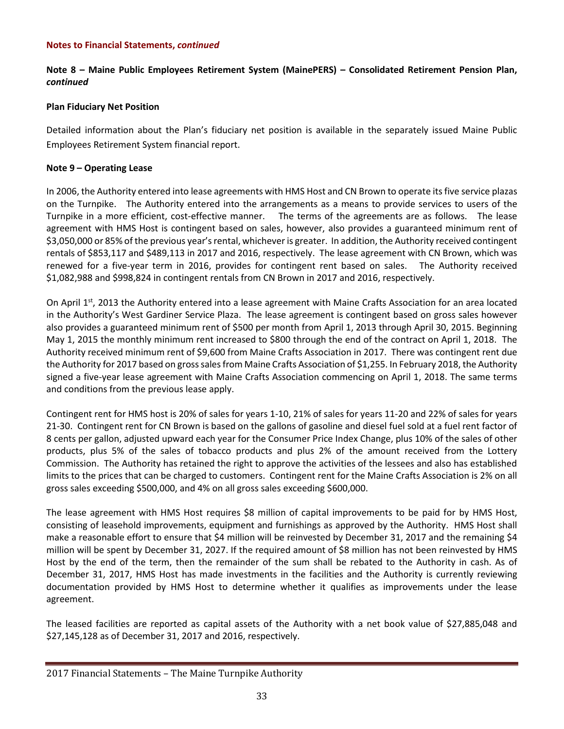**Notes to Financial Statements, *continued***

**Note 8 – Maine Public Employees Retirement System (MainePERS) – Consolidated Retirement Pension Plan, *continued***

**Plan Fiduciary Net Position**

Detailed information about the Plan's fiduciary net position is available in the separately issued Maine Public Employees Retirement System financial report.

**Note 9 – Operating Lease**

In 2006, the Authority entered into lease agreements with HMS Host and CN Brown to operate its five service plazas on the Turnpike. The Authority entered into the arrangements as a means to provide services to users of the Turnpike in a more efficient, cost-effective manner. The terms of the agreements are as follows. The lease agreement with HMS Host is contingent based on sales, however, also provides a guaranteed minimum rent of $3,050,000 or 85% of the previous year's rental, whichever is greater. In addition, the Authority received contingent rentals of $853,117 and $489,113 in 2017 and 2016, respectively. The lease agreement with CN Brown, which was renewed for a five-year term in 2016, provides for contingent rent based on sales. The Authority received $1,082,988 and $998,824 in contingent rentals from CN Brown in 2017 and 2016, respectively.

On April 1st, 2013 the Authority entered into a lease agreement with Maine Crafts Association for an area located in the Authority's West Gardiner Service Plaza. The lease agreement is contingent based on gross sales however also provides a guaranteed minimum rent of $500 per month from April 1, 2013 through April 30, 2015. Beginning May 1, 2015 the monthly minimum rent increased to $800 through the end of the contract on April 1, 2018. The Authority received minimum rent of $9,600 from Maine Crafts Association in 2017. There was contingent rent due the Authority for 2017 based on gross sales from Maine Crafts Association of $1,255. In February 2018, the Authority signed a five-year lease agreement with Maine Crafts Association commencing on April 1, 2018. The same terms and conditions from the previous lease apply.

Contingent rent for HMS host is 20% of sales for years 1-10, 21% of sales for years 11-20 and 22% of sales for years 21-30. Contingent rent for CN Brown is based on the gallons of gasoline and diesel fuel sold at a fuel rent factor of 8 cents per gallon, adjusted upward each year for the Consumer Price Index Change, plus 10% of the sales of other products, plus 5% of the sales of tobacco products and plus 2% of the amount received from the Lottery Commission. The Authority has retained the right to approve the activities of the lessees and also has established limits to the prices that can be charged to customers. Contingent rent for the Maine Crafts Association is 2% on all gross sales exceeding $500,000, and 4% on all gross sales exceeding $600,000.

The lease agreement with HMS Host requires $8 million of capital improvements to be paid for by HMS Host, consisting of leasehold improvements, equipment and furnishings as approved by the Authority. HMS Host shall make a reasonable effort to ensure that $4 million will be reinvested by December 31, 2017 and the remaining $4 million will be spent by December 31, 2027. If the required amount of $8 million has not been reinvested by HMS Host by the end of the term, then the remainder of the sum shall be rebated to the Authority in cash. As of December 31, 2017, HMS Host has made investments in the facilities and the Authority is currently reviewing documentation provided by HMS Host to determine whether it qualifies as improvements under the lease agreement.

The leased facilities are reported as capital assets of the Authority with a net book value of $27,885,048 and $27,145,128 as of December 31, 2017 and 2016, respectively.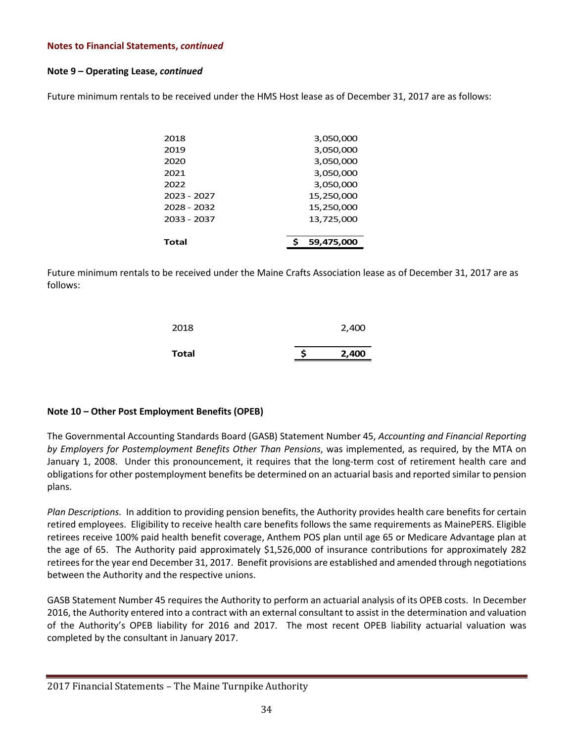**Notes to Financial Statements, *continued***

**Note 9 – Operating Lease, *continued***

Future minimum rentals to be received under the HMS Host lease as of December 31, 2017 are as follows:

| | |
|---|---|
| 2018 | 3,050,000 |
| 2019 | 3,050,000 |
| 2020 | 3,050,000 |
| 2021 | 3,050,000 |
| 2022 | 3,050,000 |
| 2023 - 2027 | 15,250,000 |
| 2028 - 2032 | 15,250,000 |
| 2033 - 2037 | 13,725,000 |
| **Total** | **$ 59,475,000** |

Future minimum rentals to be received under the Maine Crafts Association lease as of December 31, 2017 are as follows:

| | |
|---|---|
| 2018 | 2,400 |
| **Total** | **$ 2,400** |

**Note 10 – Other Post Employment Benefits (OPEB)**

The Governmental Accounting Standards Board (GASB) Statement Number 45, *Accounting and Financial Reporting by Employers for Postemployment Benefits Other Than Pensions*, was implemented, as required, by the MTA on January 1, 2008. Under this pronouncement, it requires that the long-term cost of retirement health care and obligations for other postemployment benefits be determined on an actuarial basis and reported similar to pension plans.

*Plan Descriptions.* In addition to providing pension benefits, the Authority provides health care benefits for certain retired employees. Eligibility to receive health care benefits follows the same requirements as MainePERS. Eligible retirees receive 100% paid health benefit coverage, Anthem POS plan until age 65 or Medicare Advantage plan at the age of 65. The Authority paid approximately $1,526,000 of insurance contributions for approximately 282 retirees for the year end December 31, 2017. Benefit provisions are established and amended through negotiations between the Authority and the respective unions.

GASB Statement Number 45 requires the Authority to perform an actuarial analysis of its OPEB costs. In December 2016, the Authority entered into a contract with an external consultant to assist in the determination and valuation of the Authority's OPEB liability for 2016 and 2017. The most recent OPEB liability actuarial valuation was completed by the consultant in January 2017.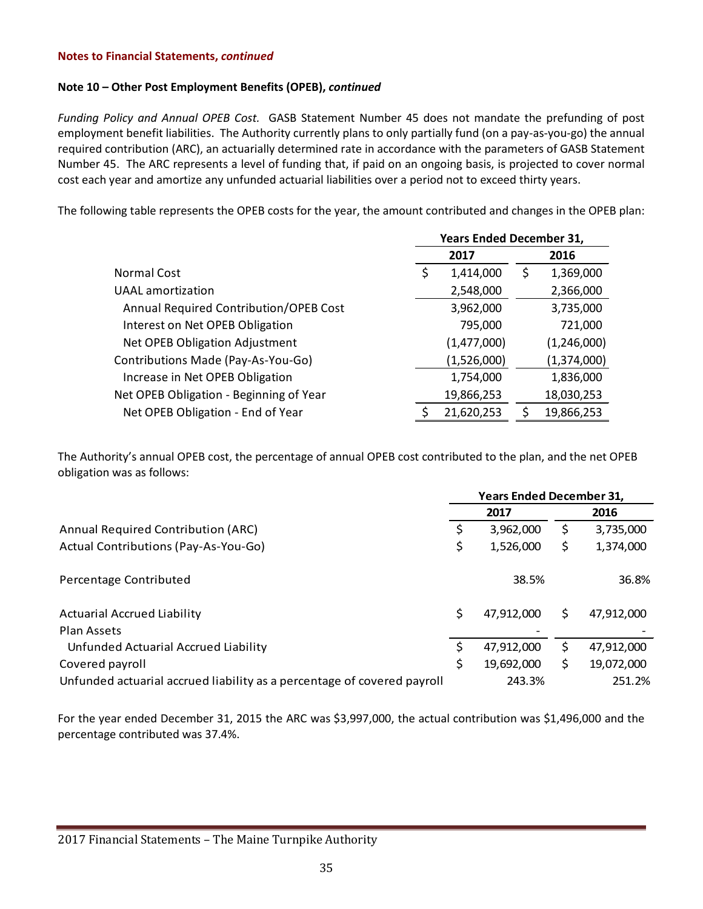**Notes to Financial Statements, *continued***

**Note 10 – Other Post Employment Benefits (OPEB), *continued***

*Funding Policy and Annual OPEB Cost.* GASB Statement Number 45 does not mandate the prefunding of post employment benefit liabilities. The Authority currently plans to only partially fund (on a pay-as-you-go) the annual required contribution (ARC), an actuarially determined rate in accordance with the parameters of GASB Statement Number 45. The ARC represents a level of funding that, if paid on an ongoing basis, is projected to cover normal cost each year and amortize any unfunded actuarial liabilities over a period not to exceed thirty years.

The following table represents the OPEB costs for the year, the amount contributed and changes in the OPEB plan:

| | Years Ended December 31, | |
|---|---|---|
| | 2017 | 2016 |
| Normal Cost | $ 1,414,000 | $ 1,369,000 |
| UAAL amortization | 2,548,000 | 2,366,000 |
| Annual Required Contribution/OPEB Cost | 3,962,000 | 3,735,000 |
| Interest on Net OPEB Obligation | 795,000 | 721,000 |
| Net OPEB Obligation Adjustment | (1,477,000) | (1,246,000) |
| Contributions Made (Pay-As-You-Go) | (1,526,000) | (1,374,000) |
| Increase in Net OPEB Obligation | 1,754,000 | 1,836,000 |
| Net OPEB Obligation - Beginning of Year | 19,866,253 | 18,030,253 |
| Net OPEB Obligation - End of Year | $ 21,620,253 | $ 19,866,253 |

The Authority's annual OPEB cost, the percentage of annual OPEB cost contributed to the plan, and the net OPEB obligation was as follows:

| | Years Ended December 31, | |
|---|---|---|
| | 2017 | 2016 |
| Annual Required Contribution (ARC) | $ 3,962,000 | $ 3,735,000 |
| Actual Contributions (Pay-As-You-Go) | $ 1,526,000 | $ 1,374,000 |
| Percentage Contributed | 38.5% | 36.8% |
| Actuarial Accrued Liability | $ 47,912,000 | $ 47,912,000 |
| Plan Assets | - | - |
| Unfunded Actuarial Accrued Liability | $ 47,912,000 | $ 47,912,000 |
| Covered payroll | $ 19,692,000 | $ 19,072,000 |
| Unfunded actuarial accrued liability as a percentage of covered payroll | 243.3% | 251.2% |

For the year ended December 31, 2015 the ARC was $3,997,000, the actual contribution was $1,496,000 and the percentage contributed was 37.4%.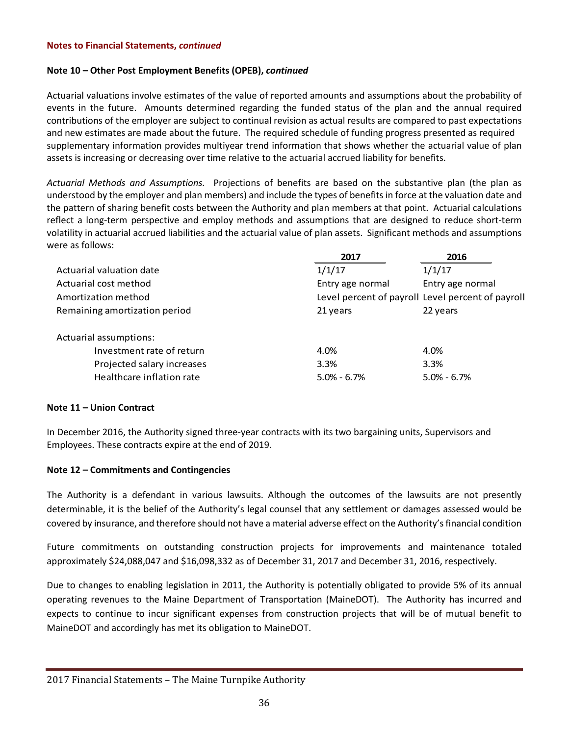**Notes to Financial Statements, *continued***

**Note 10 – Other Post Employment Benefits (OPEB), *continued***

Actuarial valuations involve estimates of the value of reported amounts and assumptions about the probability of events in the future. Amounts determined regarding the funded status of the plan and the annual required contributions of the employer are subject to continual revision as actual results are compared to past expectations and new estimates are made about the future. The required schedule of funding progress presented as required supplementary information provides multiyear trend information that shows whether the actuarial value of plan assets is increasing or decreasing over time relative to the actuarial accrued liability for benefits.

*Actuarial Methods and Assumptions.* Projections of benefits are based on the substantive plan (the plan as understood by the employer and plan members) and include the types of benefits in force at the valuation date and the pattern of sharing benefit costs between the Authority and plan members at that point. Actuarial calculations reflect a long-term perspective and employ methods and assumptions that are designed to reduce short-term volatility in actuarial accrued liabilities and the actuarial value of plan assets. Significant methods and assumptions were as follows:

| | 2017 | 2016 |
|---|---|---|
| Actuarial valuation date | 1/1/17 | 1/1/17 |
| Actuarial cost method | Entry age normal | Entry age normal |
| Amortization method | Level percent of payroll | Level percent of payroll |
| Remaining amortization period | 21 years | 22 years |
| | | |
| Actuarial assumptions: | | |
| Investment rate of return | 4.0% | 4.0% |
| Projected salary increases | 3.3% | 3.3% |
| Healthcare inflation rate | 5.0% - 6.7% | 5.0% - 6.7% |

**Note 11 – Union Contract**

In December 2016, the Authority signed three-year contracts with its two bargaining units, Supervisors and Employees. These contracts expire at the end of 2019.

**Note 12 – Commitments and Contingencies**

The Authority is a defendant in various lawsuits. Although the outcomes of the lawsuits are not presently determinable, it is the belief of the Authority's legal counsel that any settlement or damages assessed would be covered by insurance, and therefore should not have a material adverse effect on the Authority's financial condition

Future commitments on outstanding construction projects for improvements and maintenance totaled approximately $24,088,047 and $16,098,332 as of December 31, 2017 and December 31, 2016, respectively.

Due to changes to enabling legislation in 2011, the Authority is potentially obligated to provide 5% of its annual operating revenues to the Maine Department of Transportation (MaineDOT). The Authority has incurred and expects to continue to incur significant expenses from construction projects that will be of mutual benefit to MaineDOT and accordingly has met its obligation to MaineDOT.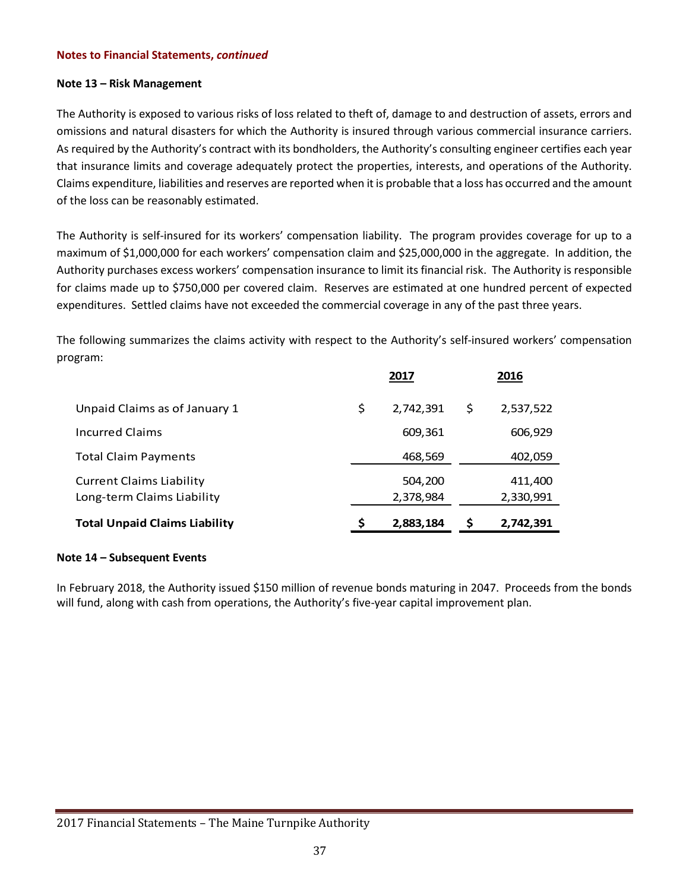**Notes to Financial Statements, *continued***

### Note 13 – Risk Management

The Authority is exposed to various risks of loss related to theft of, damage to and destruction of assets, errors and omissions and natural disasters for which the Authority is insured through various commercial insurance carriers. As required by the Authority's contract with its bondholders, the Authority's consulting engineer certifies each year that insurance limits and coverage adequately protect the properties, interests, and operations of the Authority. Claims expenditure, liabilities and reserves are reported when it is probable that a loss has occurred and the amount of the loss can be reasonably estimated.

The Authority is self-insured for its workers' compensation liability. The program provides coverage for up to a maximum of $1,000,000 for each workers' compensation claim and $25,000,000 in the aggregate. In addition, the Authority purchases excess workers' compensation insurance to limit its financial risk. The Authority is responsible for claims made up to $750,000 per covered claim. Reserves are estimated at one hundred percent of expected expenditures. Settled claims have not exceeded the commercial coverage in any of the past three years.

The following summarizes the claims activity with respect to the Authority's self-insured workers' compensation program:

| | 2017 | 2016 |
|---|---|---|
| Unpaid Claims as of January 1 | $ 2,742,391 | $ 2,537,522 |
| Incurred Claims | 609,361 | 606,929 |
| Total Claim Payments | 468,569 | 402,059 |
| Current Claims Liability | 504,200 | 411,400 |
| Long-term Claims Liability | 2,378,984 | 2,330,991 |
| **Total Unpaid Claims Liability** | **$ 2,883,184** | **$ 2,742,391** |

### Note 14 – Subsequent Events

In February 2018, the Authority issued $150 million of revenue bonds maturing in 2047. Proceeds from the bonds will fund, along with cash from operations, the Authority's five-year capital improvement plan.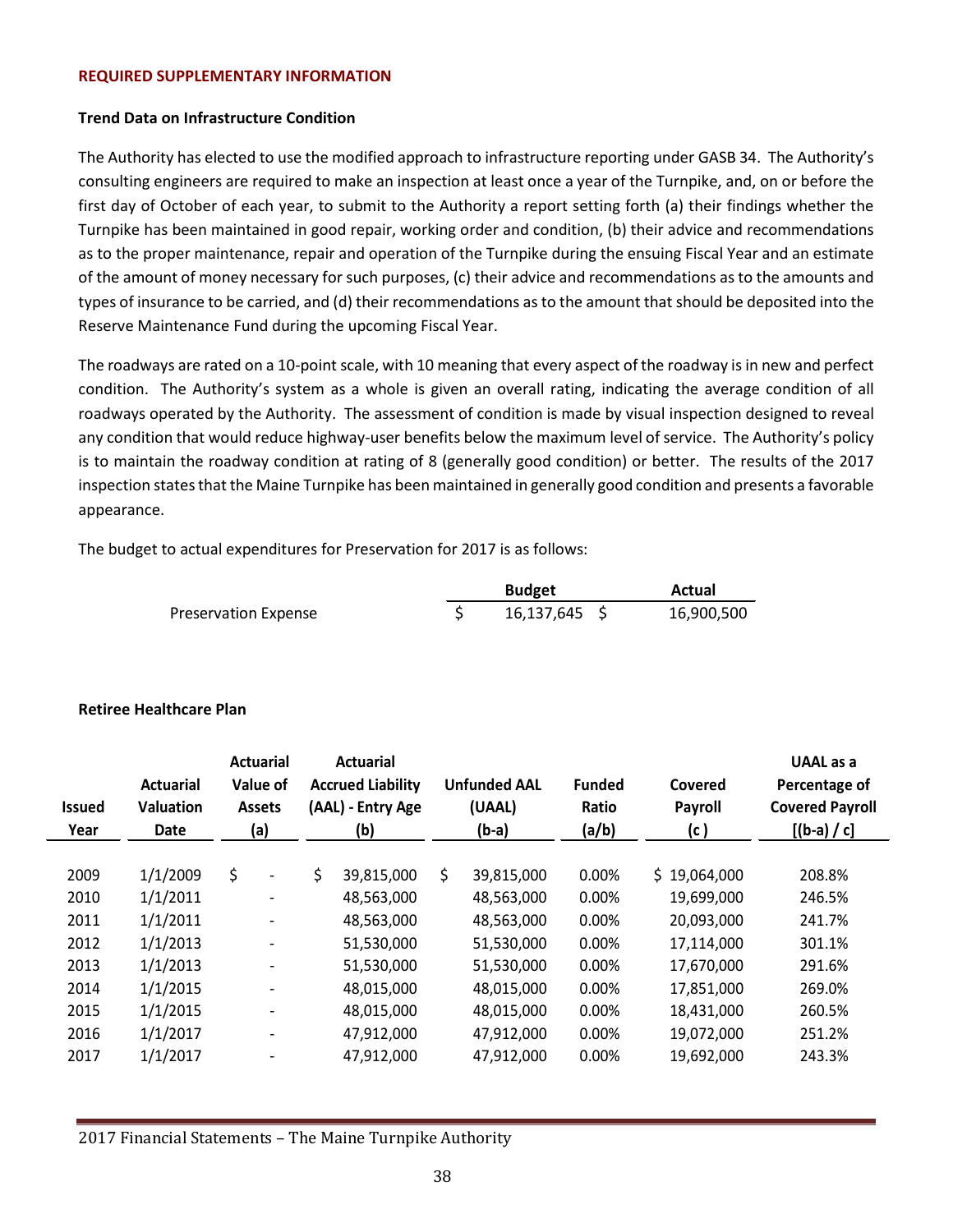## REQUIRED SUPPLEMENTARY INFORMATION

### Trend Data on Infrastructure Condition

The Authority has elected to use the modified approach to infrastructure reporting under GASB 34. The Authority's consulting engineers are required to make an inspection at least once a year of the Turnpike, and, on or before the first day of October of each year, to submit to the Authority a report setting forth (a) their findings whether the Turnpike has been maintained in good repair, working order and condition, (b) their advice and recommendations as to the proper maintenance, repair and operation of the Turnpike during the ensuing Fiscal Year and an estimate of the amount of money necessary for such purposes, (c) their advice and recommendations as to the amounts and types of insurance to be carried, and (d) their recommendations as to the amount that should be deposited into the Reserve Maintenance Fund during the upcoming Fiscal Year.

The roadways are rated on a 10-point scale, with 10 meaning that every aspect of the roadway is in new and perfect condition. The Authority's system as a whole is given an overall rating, indicating the average condition of all roadways operated by the Authority. The assessment of condition is made by visual inspection designed to reveal any condition that would reduce highway-user benefits below the maximum level of service. The Authority's policy is to maintain the roadway condition at rating of 8 (generally good condition) or better. The results of the 2017 inspection states that the Maine Turnpike has been maintained in generally good condition and presents a favorable appearance.

The budget to actual expenditures for Preservation for 2017 is as follows:

| | Budget | Actual |
|---|---|---|
| Preservation Expense | $ 16,137,645 | $ 16,900,500 |

### Retiree Healthcare Plan

| Issued Year | Actuarial Valuation Date | Actuarial Value of Assets (a) | Actuarial Accrued Liability (AAL) - Entry Age (b) | Unfunded AAL (UAAL) (b-a) | Funded Ratio (a/b) | Covered Payroll (c) | UAAL as a Percentage of Covered Payroll [(b-a) / c] |
|---|---|---|---|---|---|---|---|
| 2009 | 1/1/2009 | $ - | $ 39,815,000 | $ 39,815,000 | 0.00% | $ 19,064,000 | 208.8% |
| 2010 | 1/1/2011 | - | 48,563,000 | 48,563,000 | 0.00% | 19,699,000 | 246.5% |
| 2011 | 1/1/2011 | - | 48,563,000 | 48,563,000 | 0.00% | 20,093,000 | 241.7% |
| 2012 | 1/1/2013 | - | 51,530,000 | 51,530,000 | 0.00% | 17,114,000 | 301.1% |
| 2013 | 1/1/2013 | - | 51,530,000 | 51,530,000 | 0.00% | 17,670,000 | 291.6% |
| 2014 | 1/1/2015 | - | 48,015,000 | 48,015,000 | 0.00% | 17,851,000 | 269.0% |
| 2015 | 1/1/2015 | - | 48,015,000 | 48,015,000 | 0.00% | 18,431,000 | 260.5% |
| 2016 | 1/1/2017 | - | 47,912,000 | 47,912,000 | 0.00% | 19,072,000 | 251.2% |
| 2017 | 1/1/2017 | - | 47,912,000 | 47,912,000 | 0.00% | 19,692,000 | 243.3% |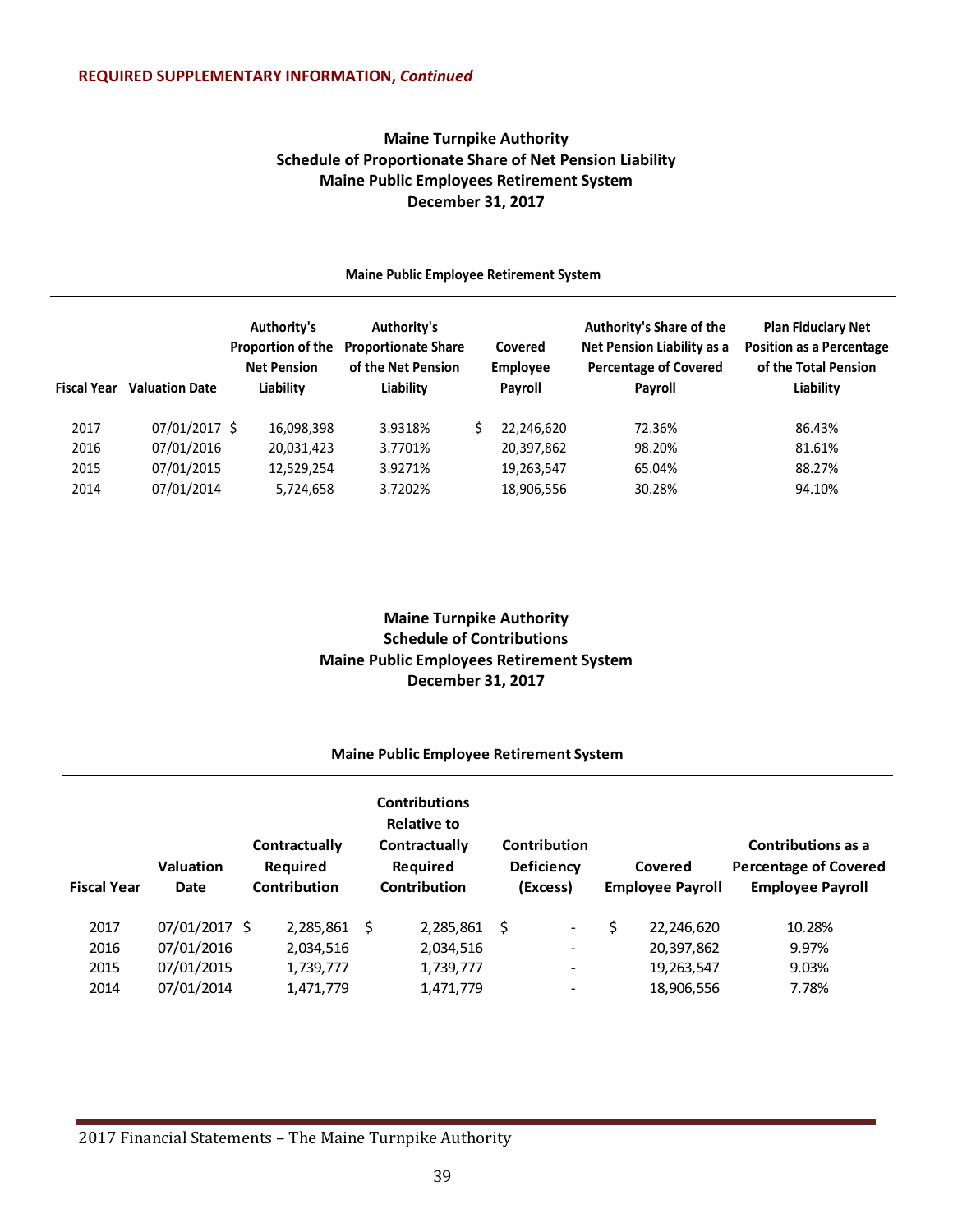**REQUIRED SUPPLEMENTARY INFORMATION, *Continued***

## Maine Turnpike Authority
## Schedule of Proportionate Share of Net Pension Liability
## Maine Public Employees Retirement System
## December 31, 2017

**Maine Public Employee Retirement System**

| Fiscal Year | Valuation Date | Authority's Proportion of the Net Pension Liability | Authority's Proportionate Share of the Net Pension Liability | Covered Employee Payroll | Authority's Share of the Net Pension Liability as a Percentage of Covered Payroll | Plan Fiduciary Net Position as a Percentage of the Total Pension Liability |
|---|---|---|---|---|---|---|
| 2017 | 07/01/2017 | $ 16,098,398 | 3.9318% | $ 22,246,620 | 72.36% | 86.43% |
| 2016 | 07/01/2016 | 20,031,423 | 3.7701% | 20,397,862 | 98.20% | 81.61% |
| 2015 | 07/01/2015 | 12,529,254 | 3.9271% | 19,263,547 | 65.04% | 88.27% |
| 2014 | 07/01/2014 | 5,724,658 | 3.7202% | 18,906,556 | 30.28% | 94.10% |

## Maine Turnpike Authority
## Schedule of Contributions
## Maine Public Employees Retirement System
## December 31, 2017

**Maine Public Employee Retirement System**

| Fiscal Year | Valuation Date | Contractually Required Contribution | Contributions Relative to Contractually Required Contribution | Contribution Deficiency (Excess) | Covered Employee Payroll | Contributions as a Percentage of Covered Employee Payroll |
|---|---|---|---|---|---|---|
| 2017 | 07/01/2017 | $ 2,285,861 | $ 2,285,861 | $ - | $ 22,246,620 | 10.28% |
| 2016 | 07/01/2016 | 2,034,516 | 2,034,516 | - | 20,397,862 | 9.97% |
| 2015 | 07/01/2015 | 1,739,777 | 1,739,777 | - | 19,263,547 | 9.03% |
| 2014 | 07/01/2014 | 1,471,779 | 1,471,779 | - | 18,906,556 | 7.78% |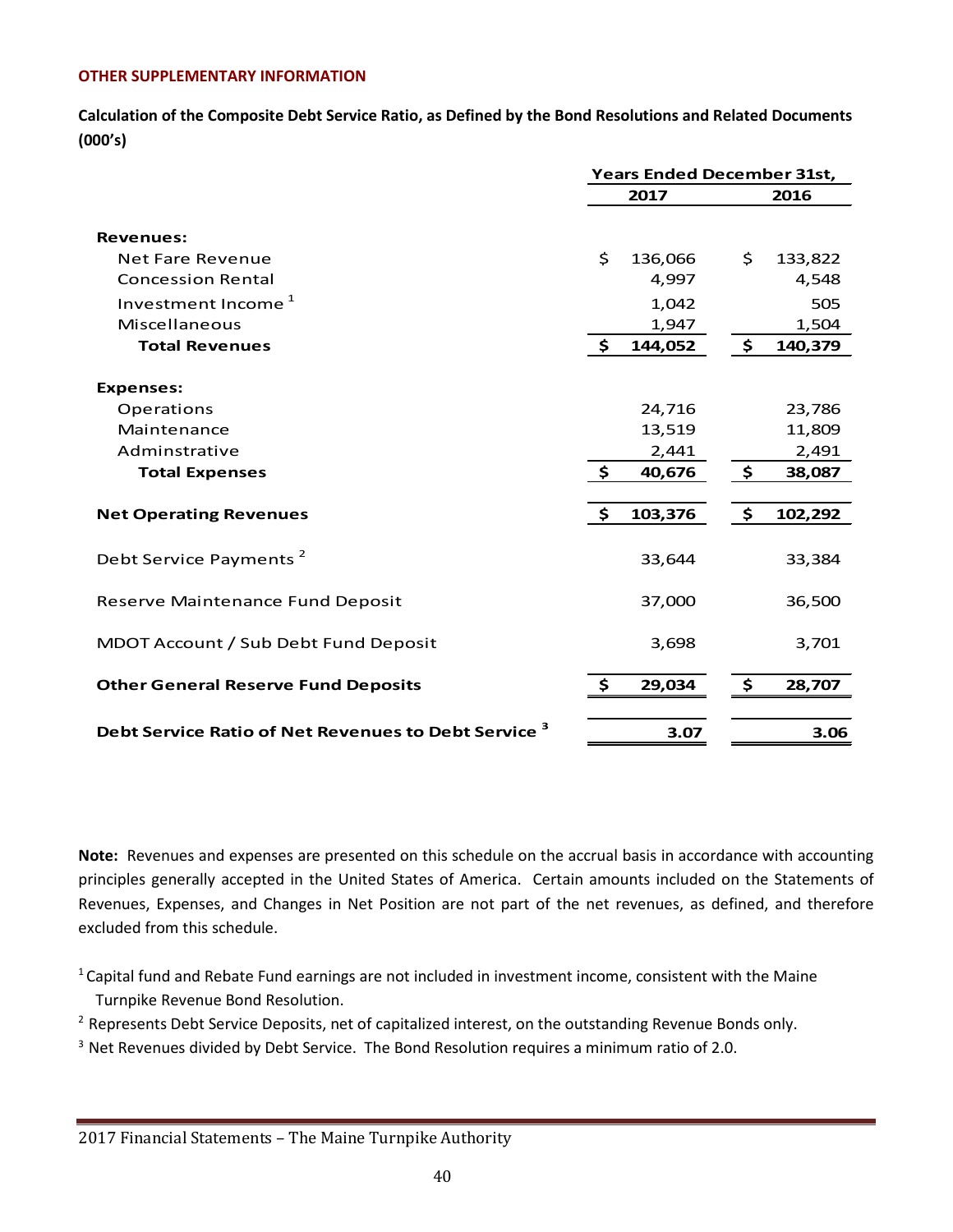**OTHER SUPPLEMENTARY INFORMATION**

**Calculation of the Composite Debt Service Ratio, as Defined by the Bond Resolutions and Related Documents (000's)**

| | Years Ended December 31st, | |
|---|---|---|
| | **2017** | **2016** |
| **Revenues:** | | |
| Net Fare Revenue | $ 136,066 | $ 133,822 |
| Concession Rental | 4,997 | 4,548 |
| Investment Income [1] | 1,042 | 505 |
| Miscellaneous | 1,947 | 1,504 |
| **Total Revenues** | **$ 144,052** | **$ 140,379** |
| **Expenses:** | | |
| Operations | 24,716 | 23,786 |
| Maintenance | 13,519 | 11,809 |
| Adminstrative | 2,441 | 2,491 |
| **Total Expenses** | **$ 40,676** | **$ 38,087** |
| **Net Operating Revenues** | **$ 103,376** | **$ 102,292** |
| Debt Service Payments [2] | 33,644 | 33,384 |
| Reserve Maintenance Fund Deposit | 37,000 | 36,500 |
| MDOT Account / Sub Debt Fund Deposit | 3,698 | 3,701 |
| **Other General Reserve Fund Deposits** | **$ 29,034** | **$ 28,707** |
| **Debt Service Ratio of Net Revenues to Debt Service [3]** | **3.07** | **3.06** |

**Note:** Revenues and expenses are presented on this schedule on the accrual basis in accordance with accounting principles generally accepted in the United States of America. Certain amounts included on the Statements of Revenues, Expenses, and Changes in Net Position are not part of the net revenues, as defined, and therefore excluded from this schedule.

[1] Capital fund and Rebate Fund earnings are not included in investment income, consistent with the Maine Turnpike Revenue Bond Resolution.

[2] Represents Debt Service Deposits, net of capitalized interest, on the outstanding Revenue Bonds only.

[3] Net Revenues divided by Debt Service. The Bond Resolution requires a minimum ratio of 2.0.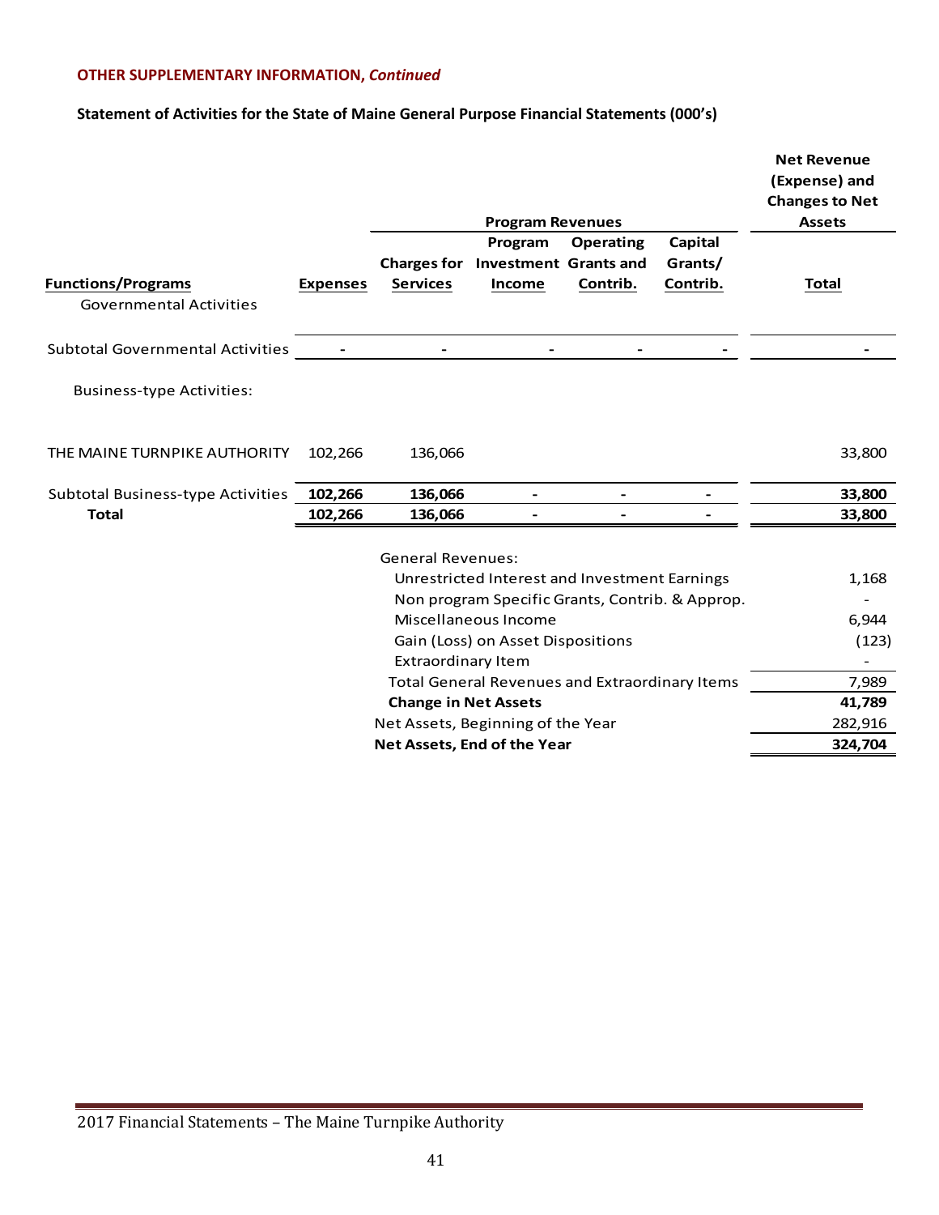**OTHER SUPPLEMENTARY INFORMATION, *Continued***

**Statement of Activities for the State of Maine General Purpose Financial Statements (000's)**

| | | Program Revenues | | | | Net Revenue (Expense) and Changes to Net Assets |
|---|---|---|---|---|---|---|
| **Functions/Programs** | **Expenses** | **Charges for Services** | **Program Investment Income** | **Operating Grants and Contrib.** | **Capital Grants/ Contrib.** | **Total** |
| Governmental Activities | | | | | | |
| Subtotal Governmental Activities | - | - | - | - | - | - |
| Business-type Activities: | | | | | | |
| THE MAINE TURNPIKE AUTHORITY | 102,266 | 136,066 | | | | 33,800 |
| Subtotal Business-type Activities | **102,266** | **136,066** | - | - | - | **33,800** |
| **Total** | **102,266** | **136,066** | - | - | - | **33,800** |
| | | General Revenues: | | | | |
| | | Unrestricted Interest and Investment Earnings | | | | 1,168 |
| | | Non program Specific Grants, Contrib. & Approp. | | | | - |
| | | Miscellaneous Income | | | | 6,944 |
| | | Gain (Loss) on Asset Dispositions | | | | (123) |
| | | Extraordinary Item | | | | - |
| | | Total General Revenues and Extraordinary Items | | | | 7,989 |
| | | **Change in Net Assets** | | | | **41,789** |
| | | Net Assets, Beginning of the Year | | | | 282,916 |
| | | **Net Assets, End of the Year** | | | | **324,704** |

2017 Financial Statements – The Maine Turnpike Authority